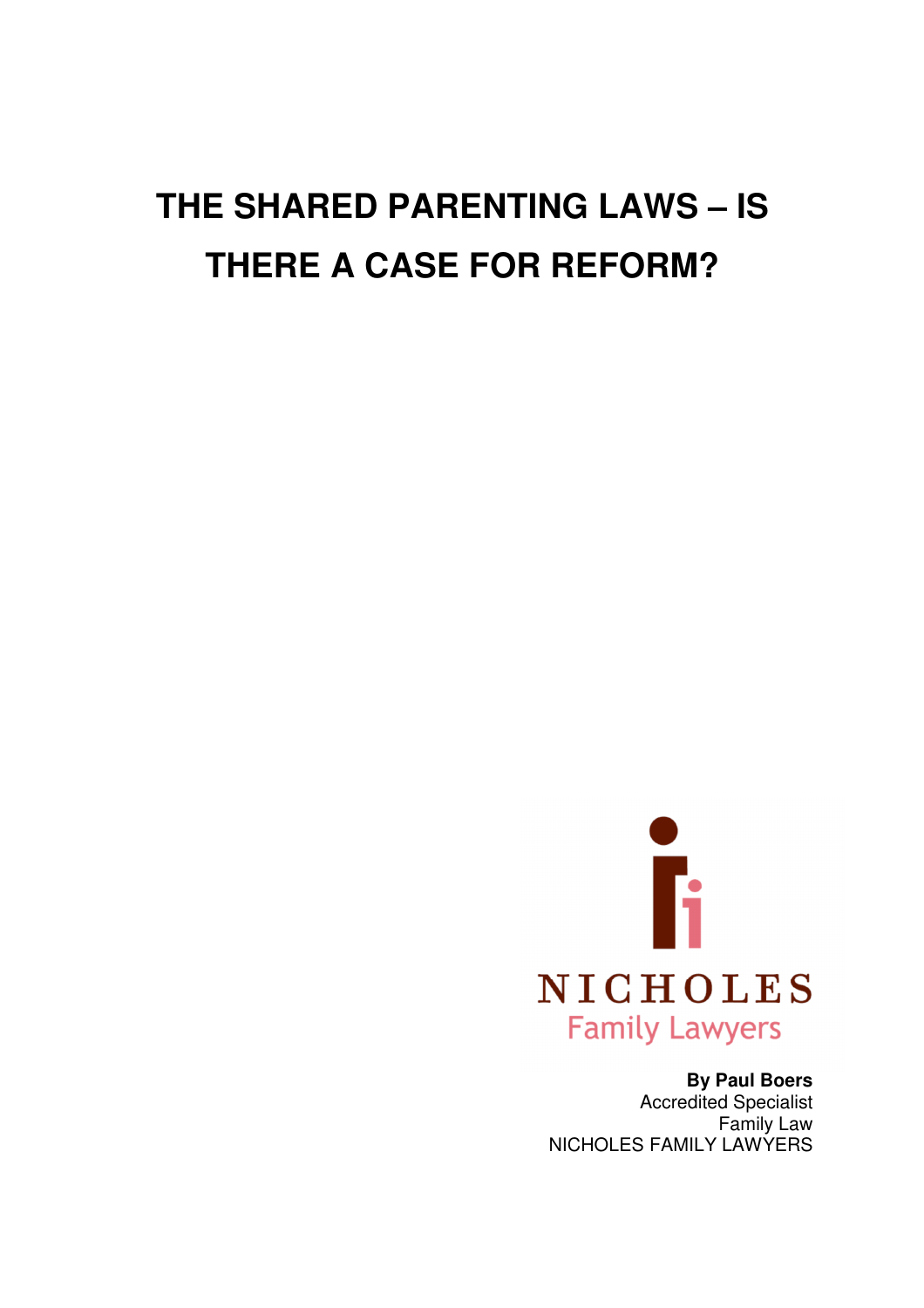# THE SHARED PARENTING LAWS – IS THERE A CASE FOR REFORM?

NICHOLES
Family Lawyers

**By Paul Boers**
Accredited Specialist
Family Law
NICHOLES FAMILY LAWYERS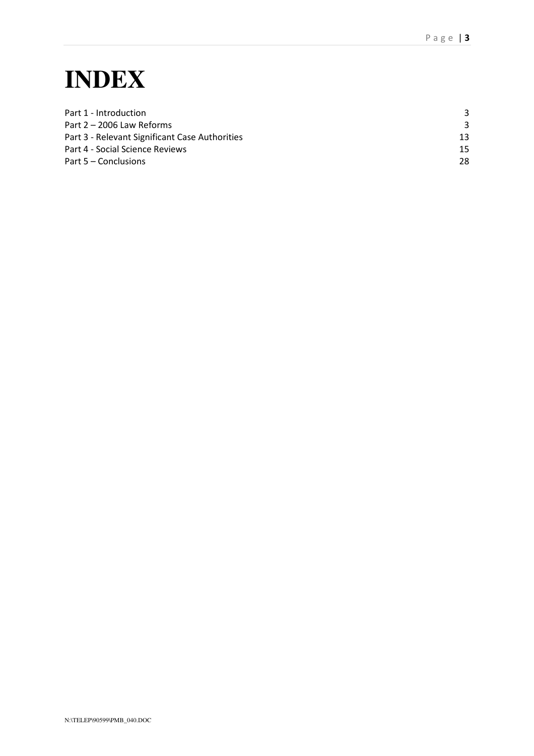# INDEX

| | |
|---|---|
| Part 1 - Introduction | 3 |
| Part 2 – 2006 Law Reforms | 3 |
| Part 3 - Relevant Significant Case Authorities | 13 |
| Part 4 - Social Science Reviews | 15 |
| Part 5 – Conclusions | 28 |

N:\TELEP\90599\PMB_040.DOC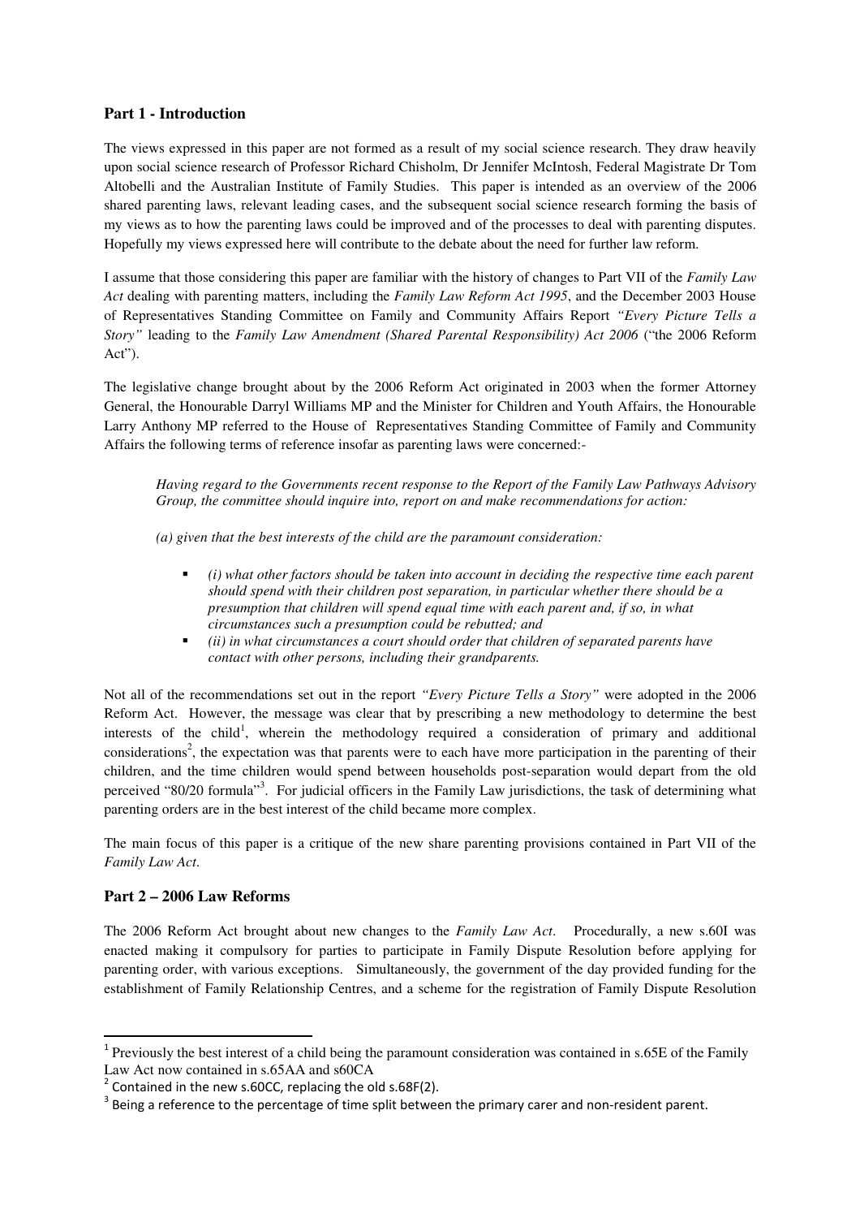## Part 1 - Introduction

The views expressed in this paper are not formed as a result of my social science research. They draw heavily upon social science research of Professor Richard Chisholm, Dr Jennifer McIntosh, Federal Magistrate Dr Tom Altobelli and the Australian Institute of Family Studies. This paper is intended as an overview of the 2006 shared parenting laws, relevant leading cases, and the subsequent social science research forming the basis of my views as to how the parenting laws could be improved and of the processes to deal with parenting disputes. Hopefully my views expressed here will contribute to the debate about the need for further law reform.

I assume that those considering this paper are familiar with the history of changes to Part VII of the *Family Law Act* dealing with parenting matters, including the *Family Law Reform Act 1995*, and the December 2003 House of Representatives Standing Committee on Family and Community Affairs Report *"Every Picture Tells a Story"* leading to the *Family Law Amendment (Shared Parental Responsibility) Act 2006* ("the 2006 Reform Act").

The legislative change brought about by the 2006 Reform Act originated in 2003 when the former Attorney General, the Honourable Darryl Williams MP and the Minister for Children and Youth Affairs, the Honourable Larry Anthony MP referred to the House of Representatives Standing Committee of Family and Community Affairs the following terms of reference insofar as parenting laws were concerned:-

> *Having regard to the Governments recent response to the Report of the Family Law Pathways Advisory Group, the committee should inquire into, report on and make recommendations for action:*
>
> *(a) given that the best interests of the child are the paramount consideration:*
>
> - *(i) what other factors should be taken into account in deciding the respective time each parent should spend with their children post separation, in particular whether there should be a presumption that children will spend equal time with each parent and, if so, in what circumstances such a presumption could be rebutted; and*
> - *(ii) in what circumstances a court should order that children of separated parents have contact with other persons, including their grandparents.*

Not all of the recommendations set out in the report *"Every Picture Tells a Story"* were adopted in the 2006 Reform Act. However, the message was clear that by prescribing a new methodology to determine the best interests of the child[1], wherein the methodology required a consideration of primary and additional considerations[2], the expectation was that parents were to each have more participation in the parenting of their children, and the time children would spend between households post-separation would depart from the old perceived "80/20 formula"[3]. For judicial officers in the Family Law jurisdictions, the task of determining what parenting orders are in the best interest of the child became more complex.

The main focus of this paper is a critique of the new share parenting provisions contained in Part VII of the *Family Law Act*.

## Part 2 – 2006 Law Reforms

The 2006 Reform Act brought about new changes to the *Family Law Act*. Procedurally, a new s.60I was enacted making it compulsory for parties to participate in Family Dispute Resolution before applying for parenting order, with various exceptions. Simultaneously, the government of the day provided funding for the establishment of Family Relationship Centres, and a scheme for the registration of Family Dispute Resolution

---

[1] Previously the best interest of a child being the paramount consideration was contained in s.65E of the Family Law Act now contained in s.65AA and s60CA

[2] Contained in the new s.60CC, replacing the old s.68F(2).

[3] Being a reference to the percentage of time split between the primary carer and non-resident parent.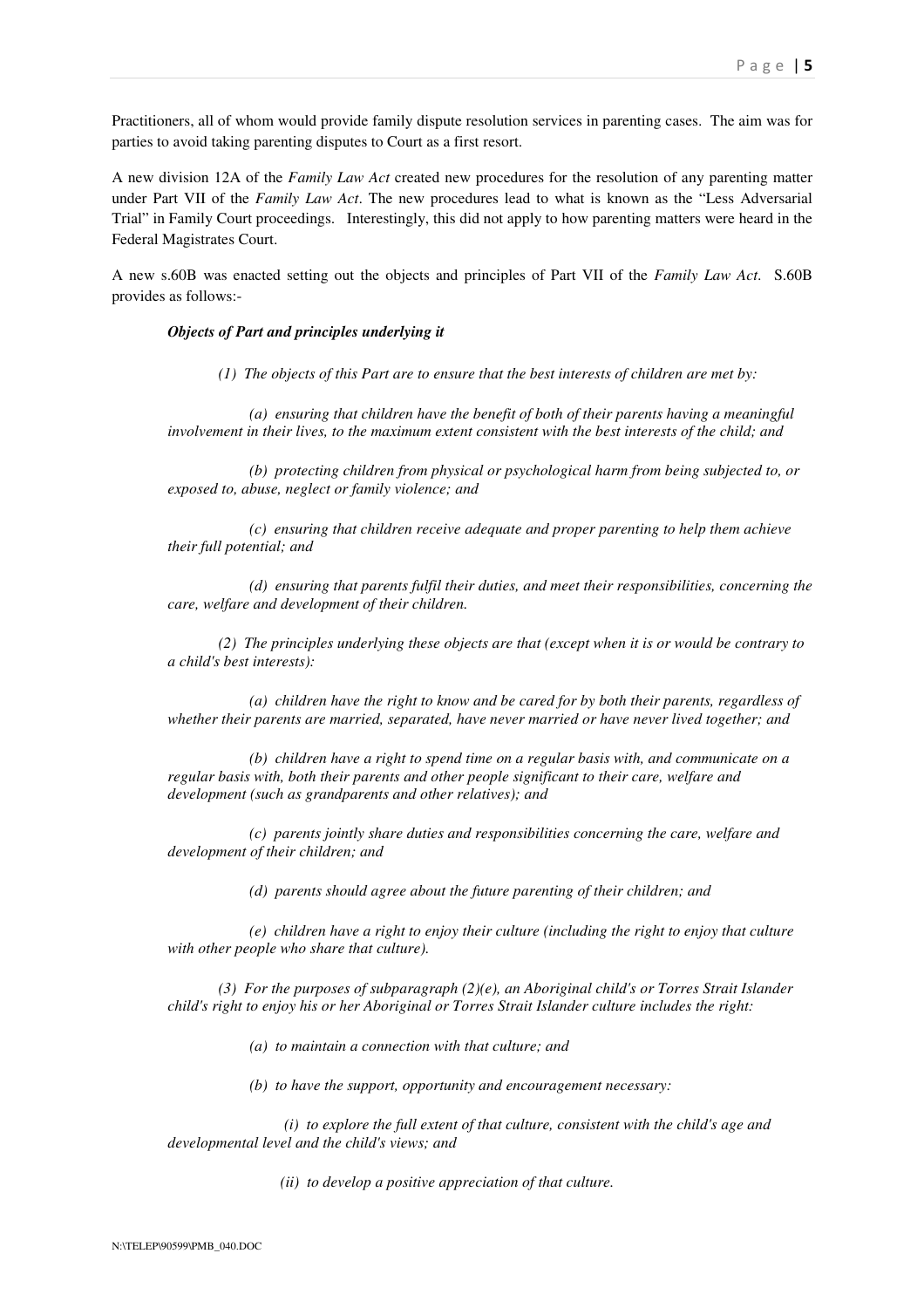Practitioners, all of whom would provide family dispute resolution services in parenting cases. The aim was for parties to avoid taking parenting disputes to Court as a first resort.

A new division 12A of the *Family Law Act* created new procedures for the resolution of any parenting matter under Part VII of the *Family Law Act*. The new procedures lead to what is known as the "Less Adversarial Trial" in Family Court proceedings. Interestingly, this did not apply to how parenting matters were heard in the Federal Magistrates Court.

A new s.60B was enacted setting out the objects and principles of Part VII of the *Family Law Act*. S.60B provides as follows:-

***Objects of Part and principles underlying it***

*(1) The objects of this Part are to ensure that the best interests of children are met by:*

*(a) ensuring that children have the benefit of both of their parents having a meaningful involvement in their lives, to the maximum extent consistent with the best interests of the child; and*

*(b) protecting children from physical or psychological harm from being subjected to, or exposed to, abuse, neglect or family violence; and*

*(c) ensuring that children receive adequate and proper parenting to help them achieve their full potential; and*

*(d) ensuring that parents fulfil their duties, and meet their responsibilities, concerning the care, welfare and development of their children.*

*(2) The principles underlying these objects are that (except when it is or would be contrary to a child's best interests):*

*(a) children have the right to know and be cared for by both their parents, regardless of whether their parents are married, separated, have never married or have never lived together; and*

*(b) children have a right to spend time on a regular basis with, and communicate on a regular basis with, both their parents and other people significant to their care, welfare and development (such as grandparents and other relatives); and*

*(c) parents jointly share duties and responsibilities concerning the care, welfare and development of their children; and*

*(d) parents should agree about the future parenting of their children; and*

*(e) children have a right to enjoy their culture (including the right to enjoy that culture with other people who share that culture).*

*(3) For the purposes of subparagraph (2)(e), an Aboriginal child's or Torres Strait Islander child's right to enjoy his or her Aboriginal or Torres Strait Islander culture includes the right:*

*(a) to maintain a connection with that culture; and*

*(b) to have the support, opportunity and encouragement necessary:*

*(i) to explore the full extent of that culture, consistent with the child's age and developmental level and the child's views; and*

*(ii) to develop a positive appreciation of that culture.*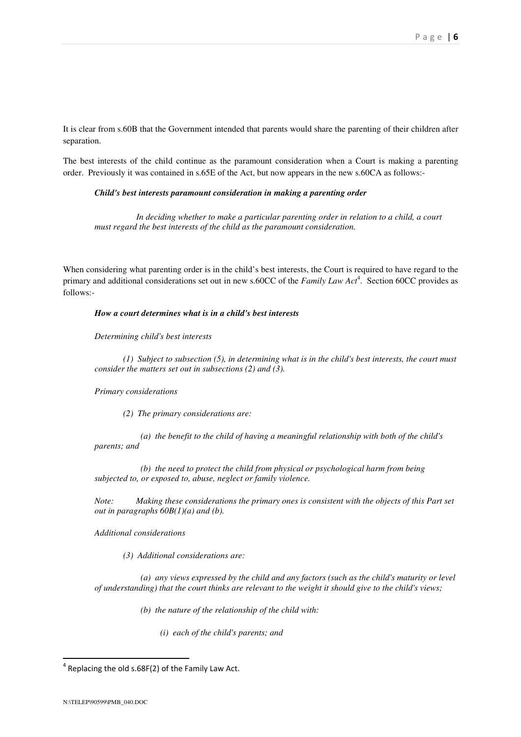It is clear from s.60B that the Government intended that parents would share the parenting of their children after separation.

The best interests of the child continue as the paramount consideration when a Court is making a parenting order. Previously it was contained in s.65E of the Act, but now appears in the new s.60CA as follows:-

> ***Child's best interests paramount consideration in making a parenting order***
>
> *In deciding whether to make a particular parenting order in relation to a child, a court must regard the best interests of the child as the paramount consideration.*

When considering what parenting order is in the child's best interests, the Court is required to have regard to the primary and additional considerations set out in new s.60CC of the *Family Law Act*[4]. Section 60CC provides as follows:-

> ***How a court determines what is in a child's best interests***
>
> *Determining child's best interests*
>
> *(1) Subject to subsection (5), in determining what is in the child's best interests, the court must consider the matters set out in subsections (2) and (3).*
>
> *Primary considerations*
>
> *(2) The primary considerations are:*
>
> *(a) the benefit to the child of having a meaningful relationship with both of the child's parents; and*
>
> *(b) the need to protect the child from physical or psychological harm from being subjected to, or exposed to, abuse, neglect or family violence.*
>
> *Note: Making these considerations the primary ones is consistent with the objects of this Part set out in paragraphs 60B(1)(a) and (b).*
>
> *Additional considerations*
>
> *(3) Additional considerations are:*
>
> *(a) any views expressed by the child and any factors (such as the child's maturity or level of understanding) that the court thinks are relevant to the weight it should give to the child's views;*
>
> *(b) the nature of the relationship of the child with:*
>
> *(i) each of the child's parents; and*

[4] Replacing the old s.68F(2) of the Family Law Act.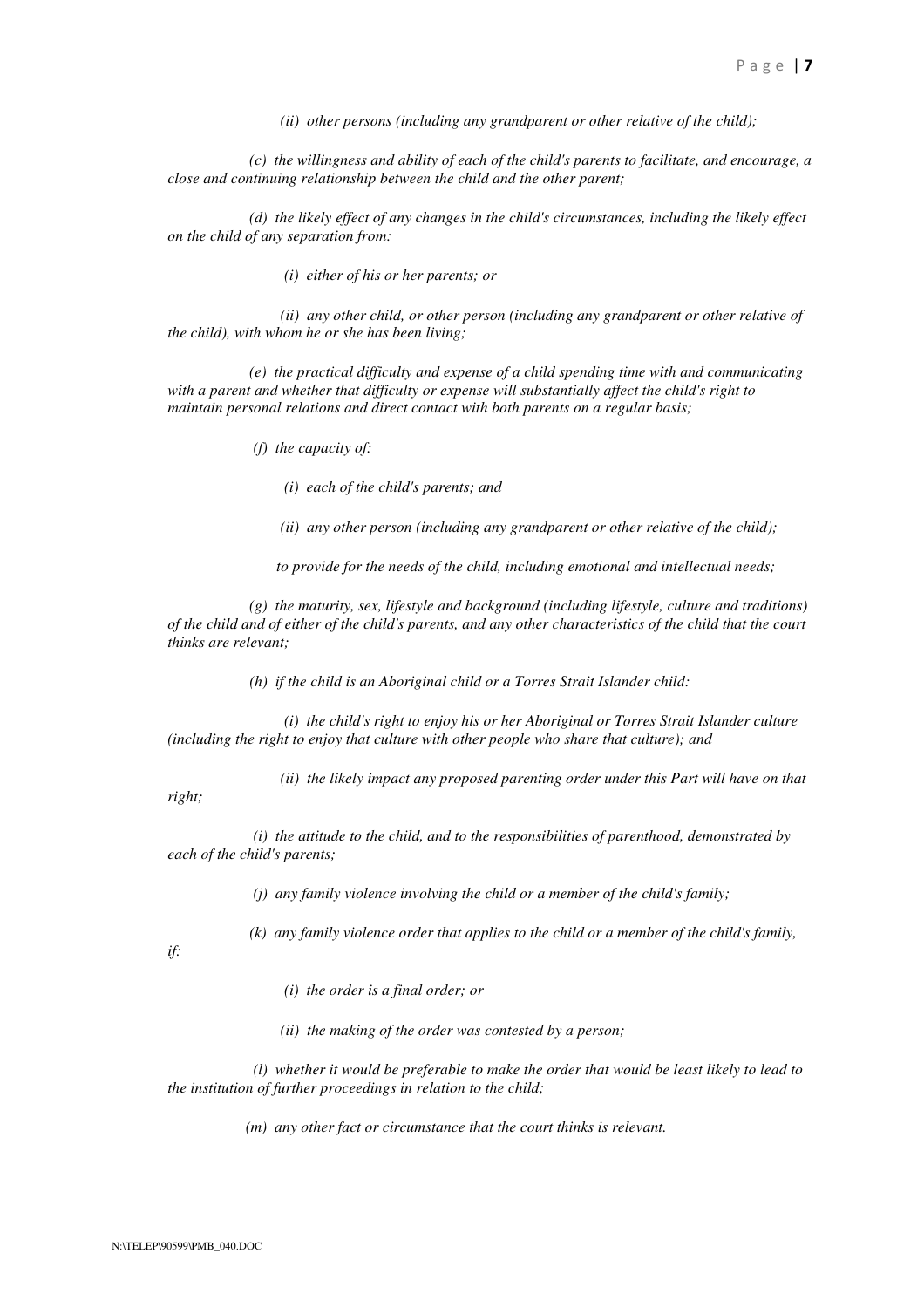*(ii) other persons (including any grandparent or other relative of the child);*

*(c) the willingness and ability of each of the child's parents to facilitate, and encourage, a close and continuing relationship between the child and the other parent;*

*(d) the likely effect of any changes in the child's circumstances, including the likely effect on the child of any separation from:*

*(i) either of his or her parents; or*

*(ii) any other child, or other person (including any grandparent or other relative of the child), with whom he or she has been living;*

*(e) the practical difficulty and expense of a child spending time with and communicating with a parent and whether that difficulty or expense will substantially affect the child's right to maintain personal relations and direct contact with both parents on a regular basis;*

*(f) the capacity of:*

*(i) each of the child's parents; and*

*(ii) any other person (including any grandparent or other relative of the child);*

*to provide for the needs of the child, including emotional and intellectual needs;*

*(g) the maturity, sex, lifestyle and background (including lifestyle, culture and traditions) of the child and of either of the child's parents, and any other characteristics of the child that the court thinks are relevant;*

*(h) if the child is an Aboriginal child or a Torres Strait Islander child:*

*(i) the child's right to enjoy his or her Aboriginal or Torres Strait Islander culture (including the right to enjoy that culture with other people who share that culture); and*

*(ii) the likely impact any proposed parenting order under this Part will have on that right;*

*(i) the attitude to the child, and to the responsibilities of parenthood, demonstrated by each of the child's parents;*

*(j) any family violence involving the child or a member of the child's family;*

*(k) any family violence order that applies to the child or a member of the child's family, if:*

*(i) the order is a final order; or*

*(ii) the making of the order was contested by a person;*

*(l) whether it would be preferable to make the order that would be least likely to lead to the institution of further proceedings in relation to the child;*

*(m) any other fact or circumstance that the court thinks is relevant.*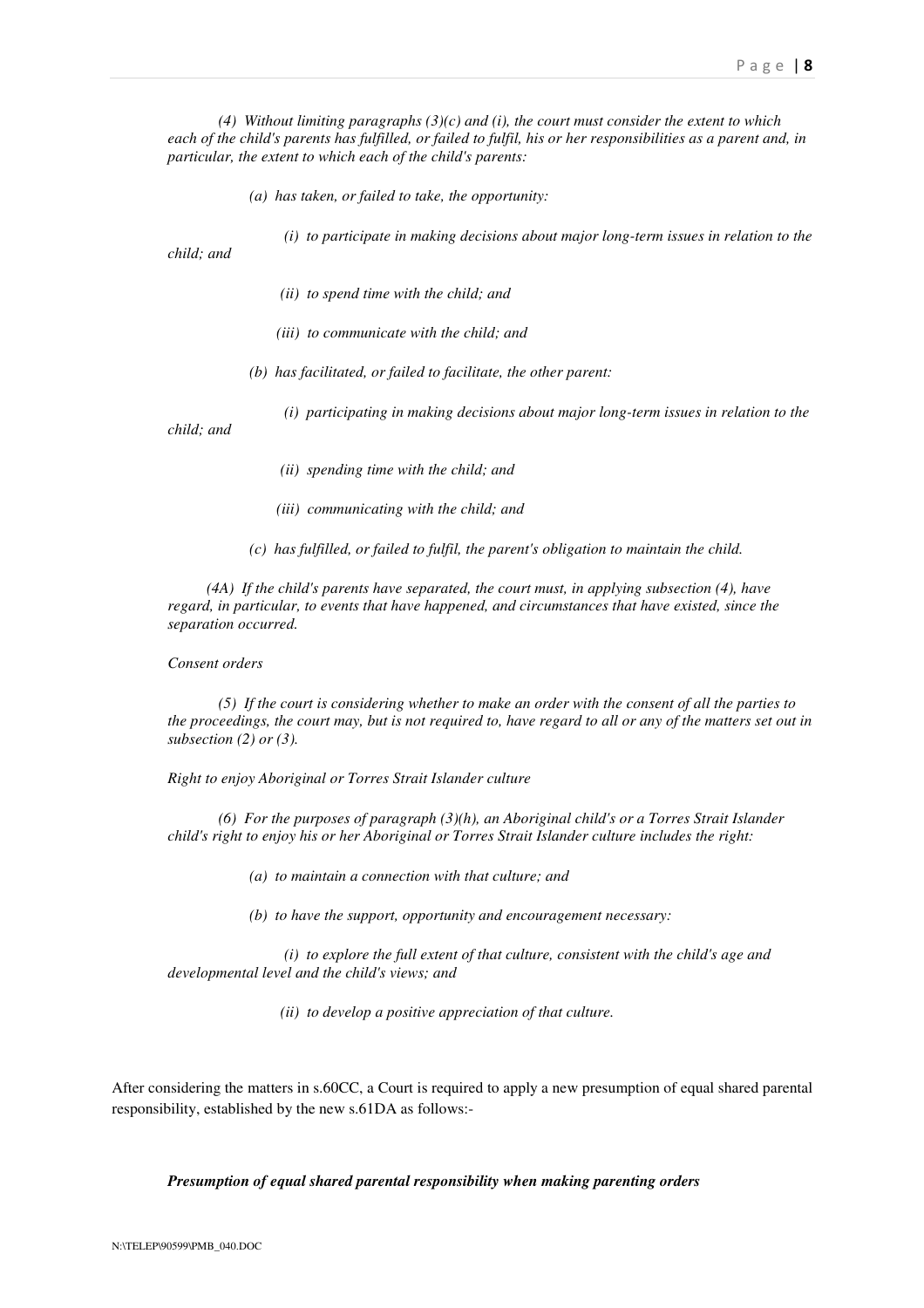*(4) Without limiting paragraphs (3)(c) and (i), the court must consider the extent to which each of the child's parents has fulfilled, or failed to fulfil, his or her responsibilities as a parent and, in particular, the extent to which each of the child's parents:*

*(a) has taken, or failed to take, the opportunity:*

*(i) to participate in making decisions about major long-term issues in relation to the child; and*

*(ii) to spend time with the child; and*

*(iii) to communicate with the child; and*

*(b) has facilitated, or failed to facilitate, the other parent:*

*(i) participating in making decisions about major long-term issues in relation to the child; and*

*(ii) spending time with the child; and*

*(iii) communicating with the child; and*

*(c) has fulfilled, or failed to fulfil, the parent's obligation to maintain the child.*

*(4A) If the child's parents have separated, the court must, in applying subsection (4), have regard, in particular, to events that have happened, and circumstances that have existed, since the separation occurred.*

*Consent orders*

*(5) If the court is considering whether to make an order with the consent of all the parties to the proceedings, the court may, but is not required to, have regard to all or any of the matters set out in subsection (2) or (3).*

*Right to enjoy Aboriginal or Torres Strait Islander culture*

*(6) For the purposes of paragraph (3)(h), an Aboriginal child's or a Torres Strait Islander child's right to enjoy his or her Aboriginal or Torres Strait Islander culture includes the right:*

*(a) to maintain a connection with that culture; and*

*(b) to have the support, opportunity and encouragement necessary:*

*(i) to explore the full extent of that culture, consistent with the child's age and developmental level and the child's views; and*

*(ii) to develop a positive appreciation of that culture.*

After considering the matters in s.60CC, a Court is required to apply a new presumption of equal shared parental responsibility, established by the new s.61DA as follows:-

***Presumption of equal shared parental responsibility when making parenting orders***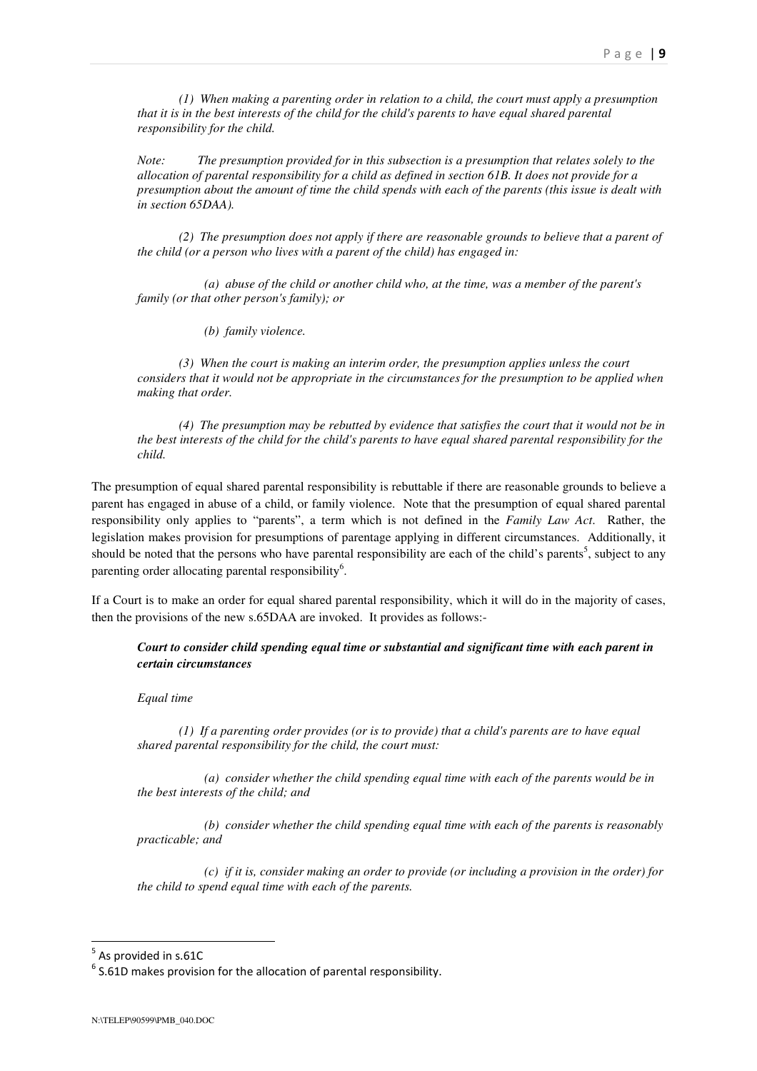*(1) When making a parenting order in relation to a child, the court must apply a presumption that it is in the best interests of the child for the child's parents to have equal shared parental responsibility for the child.*

*Note: The presumption provided for in this subsection is a presumption that relates solely to the allocation of parental responsibility for a child as defined in section 61B. It does not provide for a presumption about the amount of time the child spends with each of the parents (this issue is dealt with in section 65DAA).*

*(2) The presumption does not apply if there are reasonable grounds to believe that a parent of the child (or a person who lives with a parent of the child) has engaged in:*

*(a) abuse of the child or another child who, at the time, was a member of the parent's family (or that other person's family); or*

*(b) family violence.*

*(3) When the court is making an interim order, the presumption applies unless the court considers that it would not be appropriate in the circumstances for the presumption to be applied when making that order.*

*(4) The presumption may be rebutted by evidence that satisfies the court that it would not be in the best interests of the child for the child's parents to have equal shared parental responsibility for the child.*

The presumption of equal shared parental responsibility is rebuttable if there are reasonable grounds to believe a parent has engaged in abuse of a child, or family violence. Note that the presumption of equal shared parental responsibility only applies to "parents", a term which is not defined in the *Family Law Act*. Rather, the legislation makes provision for presumptions of parentage applying in different circumstances. Additionally, it should be noted that the persons who have parental responsibility are each of the child's parents[5], subject to any parenting order allocating parental responsibility[6].

If a Court is to make an order for equal shared parental responsibility, which it will do in the majority of cases, then the provisions of the new s.65DAA are invoked. It provides as follows:-

***Court to consider child spending equal time or substantial and significant time with each parent in certain circumstances***

*Equal time*

*(1) If a parenting order provides (or is to provide) that a child's parents are to have equal shared parental responsibility for the child, the court must:*

*(a) consider whether the child spending equal time with each of the parents would be in the best interests of the child; and*

*(b) consider whether the child spending equal time with each of the parents is reasonably practicable; and*

*(c) if it is, consider making an order to provide (or including a provision in the order) for the child to spend equal time with each of the parents.*

---

[5] As provided in s.61C

[6] S.61D makes provision for the allocation of parental responsibility.

N:\TELEP\90599\PMB_040.DOC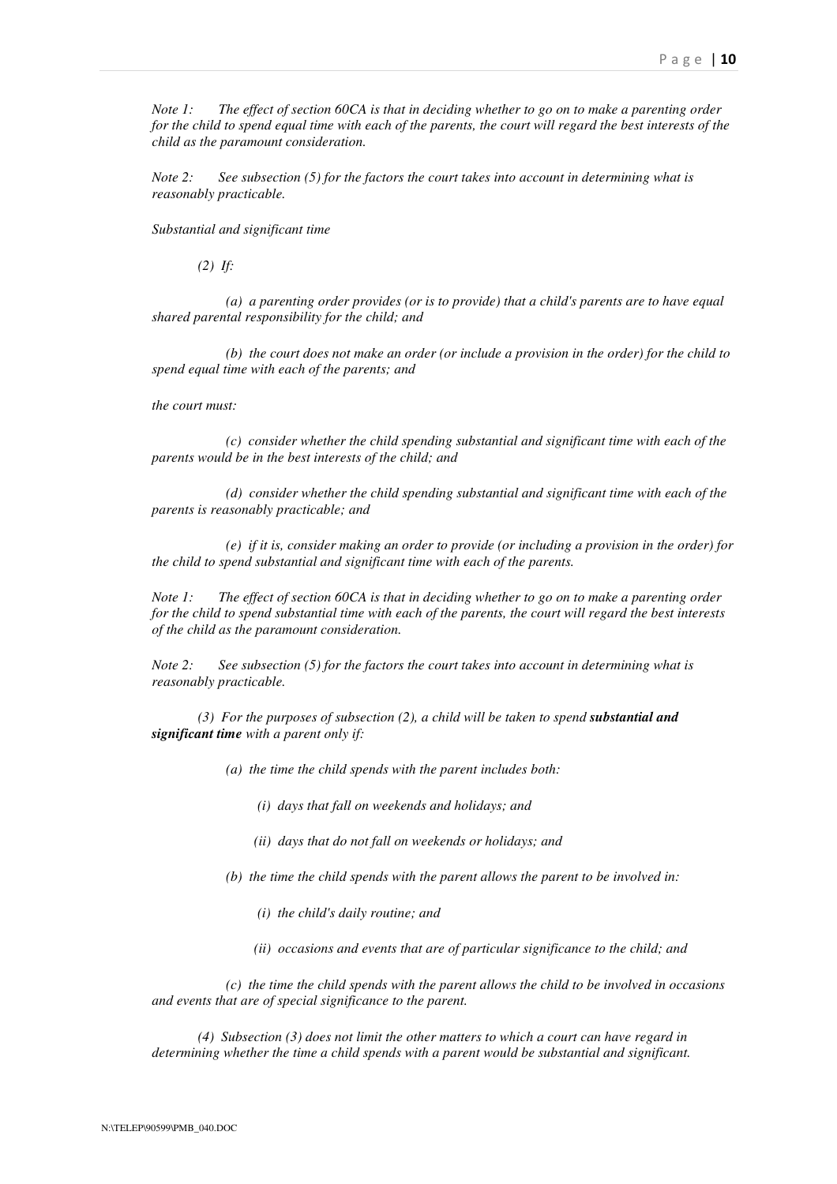*Note 1: The effect of section 60CA is that in deciding whether to go on to make a parenting order for the child to spend equal time with each of the parents, the court will regard the best interests of the child as the paramount consideration.*

*Note 2: See subsection (5) for the factors the court takes into account in determining what is reasonably practicable.*

*Substantial and significant time*

*(2) If:*

*(a) a parenting order provides (or is to provide) that a child's parents are to have equal shared parental responsibility for the child; and*

*(b) the court does not make an order (or include a provision in the order) for the child to spend equal time with each of the parents; and*

*the court must:*

*(c) consider whether the child spending substantial and significant time with each of the parents would be in the best interests of the child; and*

*(d) consider whether the child spending substantial and significant time with each of the parents is reasonably practicable; and*

*(e) if it is, consider making an order to provide (or including a provision in the order) for the child to spend substantial and significant time with each of the parents.*

*Note 1: The effect of section 60CA is that in deciding whether to go on to make a parenting order for the child to spend substantial time with each of the parents, the court will regard the best interests of the child as the paramount consideration.*

*Note 2: See subsection (5) for the factors the court takes into account in determining what is reasonably practicable.*

*(3) For the purposes of subsection (2), a child will be taken to spend **substantial and significant time** with a parent only if:*

*(a) the time the child spends with the parent includes both:*

*(i) days that fall on weekends and holidays; and*

*(ii) days that do not fall on weekends or holidays; and*

*(b) the time the child spends with the parent allows the parent to be involved in:*

*(i) the child's daily routine; and*

*(ii) occasions and events that are of particular significance to the child; and*

*(c) the time the child spends with the parent allows the child to be involved in occasions and events that are of special significance to the parent.*

*(4) Subsection (3) does not limit the other matters to which a court can have regard in determining whether the time a child spends with a parent would be substantial and significant.*

N:\TELEP\90599\PMB_040.DOC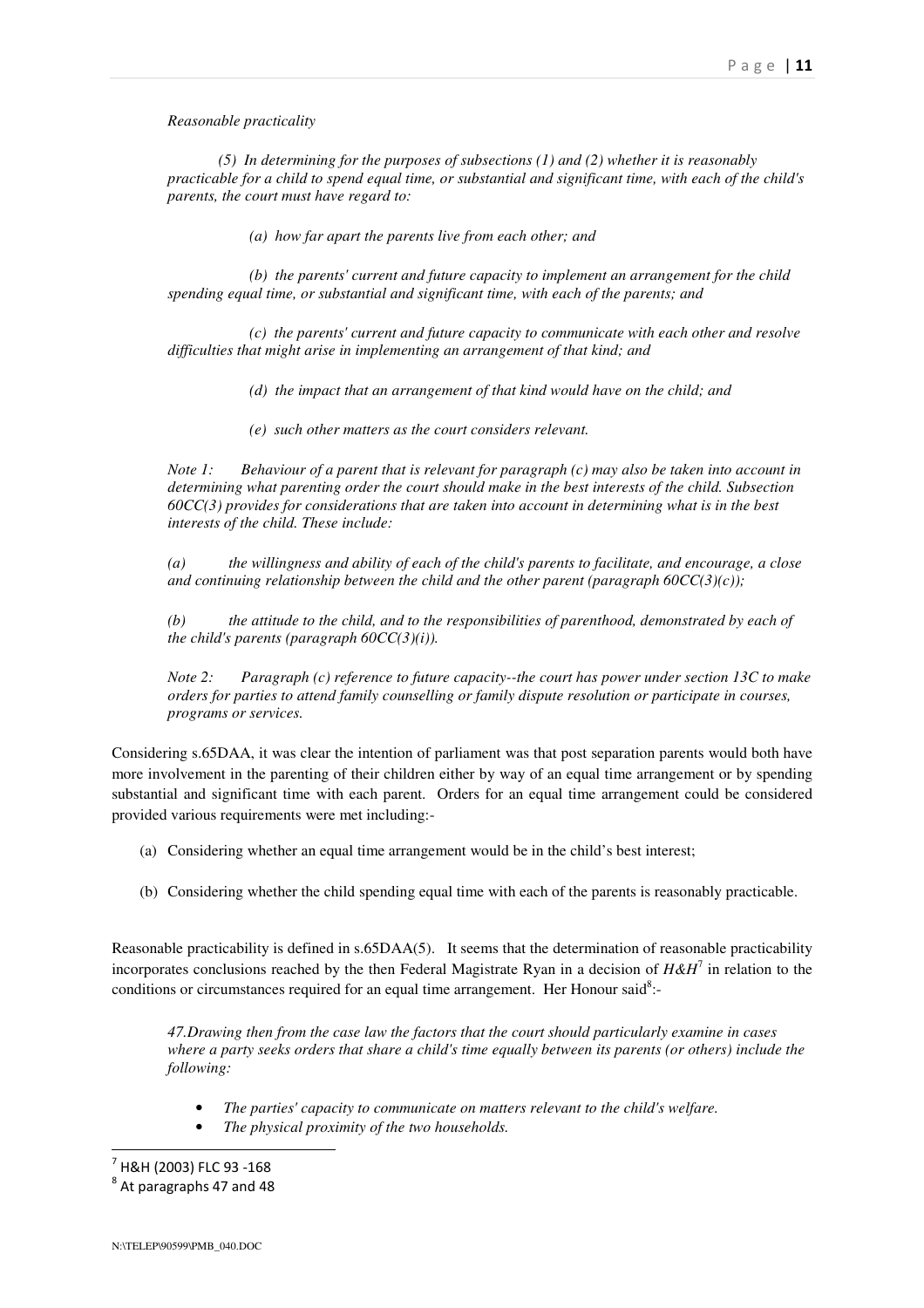*Reasonable practicality*

*(5) In determining for the purposes of subsections (1) and (2) whether it is reasonably practicable for a child to spend equal time, or substantial and significant time, with each of the child's parents, the court must have regard to:*

*(a) how far apart the parents live from each other; and*

*(b) the parents' current and future capacity to implement an arrangement for the child spending equal time, or substantial and significant time, with each of the parents; and*

*(c) the parents' current and future capacity to communicate with each other and resolve difficulties that might arise in implementing an arrangement of that kind; and*

*(d) the impact that an arrangement of that kind would have on the child; and*

*(e) such other matters as the court considers relevant.*

*Note 1: Behaviour of a parent that is relevant for paragraph (c) may also be taken into account in determining what parenting order the court should make in the best interests of the child. Subsection 60CC(3) provides for considerations that are taken into account in determining what is in the best interests of the child. These include:*

*(a) the willingness and ability of each of the child's parents to facilitate, and encourage, a close and continuing relationship between the child and the other parent (paragraph 60CC(3)(c));*

*(b) the attitude to the child, and to the responsibilities of parenthood, demonstrated by each of the child's parents (paragraph 60CC(3)(i)).*

*Note 2: Paragraph (c) reference to future capacity--the court has power under section 13C to make orders for parties to attend family counselling or family dispute resolution or participate in courses, programs or services.*

Considering s.65DAA, it was clear the intention of parliament was that post separation parents would both have more involvement in the parenting of their children either by way of an equal time arrangement or by spending substantial and significant time with each parent. Orders for an equal time arrangement could be considered provided various requirements were met including:-

(a) Considering whether an equal time arrangement would be in the child's best interest;

(b) Considering whether the child spending equal time with each of the parents is reasonably practicable.

Reasonable practicability is defined in s.65DAA(5). It seems that the determination of reasonable practicability incorporates conclusions reached by the then Federal Magistrate Ryan in a decision of *H&H*[7] in relation to the conditions or circumstances required for an equal time arrangement. Her Honour said[8]:-

*47.Drawing then from the case law the factors that the court should particularly examine in cases where a party seeks orders that share a child's time equally between its parents (or others) include the following:*

- *The parties' capacity to communicate on matters relevant to the child's welfare.*
- *The physical proximity of the two households.*

---

[7] H&H (2003) FLC 93 -168

[8] At paragraphs 47 and 48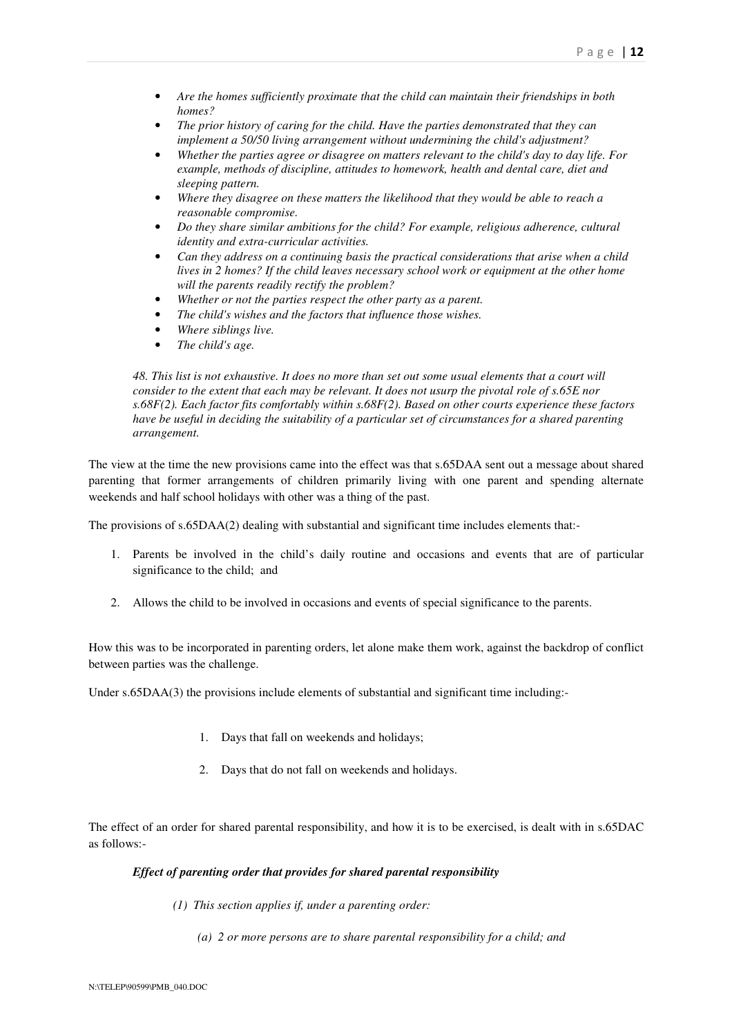- *Are the homes sufficiently proximate that the child can maintain their friendships in both homes?*
- *The prior history of caring for the child. Have the parties demonstrated that they can implement a 50/50 living arrangement without undermining the child's adjustment?*
- *Whether the parties agree or disagree on matters relevant to the child's day to day life. For example, methods of discipline, attitudes to homework, health and dental care, diet and sleeping pattern.*
- *Where they disagree on these matters the likelihood that they would be able to reach a reasonable compromise.*
- *Do they share similar ambitions for the child? For example, religious adherence, cultural identity and extra-curricular activities.*
- *Can they address on a continuing basis the practical considerations that arise when a child lives in 2 homes? If the child leaves necessary school work or equipment at the other home will the parents readily rectify the problem?*
- *Whether or not the parties respect the other party as a parent.*
- *The child's wishes and the factors that influence those wishes.*
- *Where siblings live.*
- *The child's age.*

*48. This list is not exhaustive. It does no more than set out some usual elements that a court will consider to the extent that each may be relevant. It does not usurp the pivotal role of s.65E nor s.68F(2). Each factor fits comfortably within s.68F(2). Based on other courts experience these factors have be useful in deciding the suitability of a particular set of circumstances for a shared parenting arrangement.*

The view at the time the new provisions came into the effect was that s.65DAA sent out a message about shared parenting that former arrangements of children primarily living with one parent and spending alternate weekends and half school holidays with other was a thing of the past.

The provisions of s.65DAA(2) dealing with substantial and significant time includes elements that:-

1. Parents be involved in the child's daily routine and occasions and events that are of particular significance to the child; and

2. Allows the child to be involved in occasions and events of special significance to the parents.

How this was to be incorporated in parenting orders, let alone make them work, against the backdrop of conflict between parties was the challenge.

Under s.65DAA(3) the provisions include elements of substantial and significant time including:-

1. Days that fall on weekends and holidays;

2. Days that do not fall on weekends and holidays.

The effect of an order for shared parental responsibility, and how it is to be exercised, is dealt with in s.65DAC as follows:-

***Effect of parenting order that provides for shared parental responsibility***

*(1) This section applies if, under a parenting order:*

*(a) 2 or more persons are to share parental responsibility for a child; and*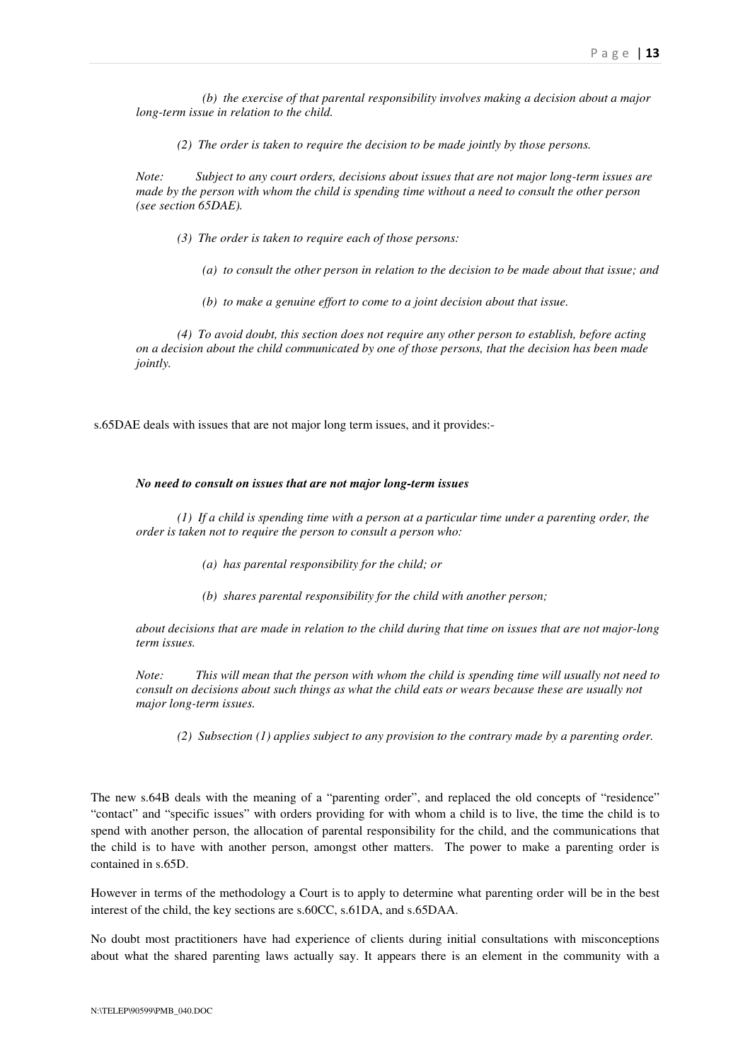*(b) the exercise of that parental responsibility involves making a decision about a major long-term issue in relation to the child.*

*(2) The order is taken to require the decision to be made jointly by those persons.*

*Note: Subject to any court orders, decisions about issues that are not major long-term issues are made by the person with whom the child is spending time without a need to consult the other person (see section 65DAE).*

*(3) The order is taken to require each of those persons:*

*(a) to consult the other person in relation to the decision to be made about that issue; and*

*(b) to make a genuine effort to come to a joint decision about that issue.*

*(4) To avoid doubt, this section does not require any other person to establish, before acting on a decision about the child communicated by one of those persons, that the decision has been made jointly.*

s.65DAE deals with issues that are not major long term issues, and it provides:-

***No need to consult on issues that are not major long-term issues***

*(1) If a child is spending time with a person at a particular time under a parenting order, the order is taken not to require the person to consult a person who:*

*(a) has parental responsibility for the child; or*

*(b) shares parental responsibility for the child with another person;*

*about decisions that are made in relation to the child during that time on issues that are not major-long term issues.*

*Note: This will mean that the person with whom the child is spending time will usually not need to consult on decisions about such things as what the child eats or wears because these are usually not major long-term issues.*

*(2) Subsection (1) applies subject to any provision to the contrary made by a parenting order.*

The new s.64B deals with the meaning of a "parenting order", and replaced the old concepts of "residence" "contact" and "specific issues" with orders providing for with whom a child is to live, the time the child is to spend with another person, the allocation of parental responsibility for the child, and the communications that the child is to have with another person, amongst other matters. The power to make a parenting order is contained in s.65D.

However in terms of the methodology a Court is to apply to determine what parenting order will be in the best interest of the child, the key sections are s.60CC, s.61DA, and s.65DAA.

No doubt most practitioners have had experience of clients during initial consultations with misconceptions about what the shared parenting laws actually say. It appears there is an element in the community with a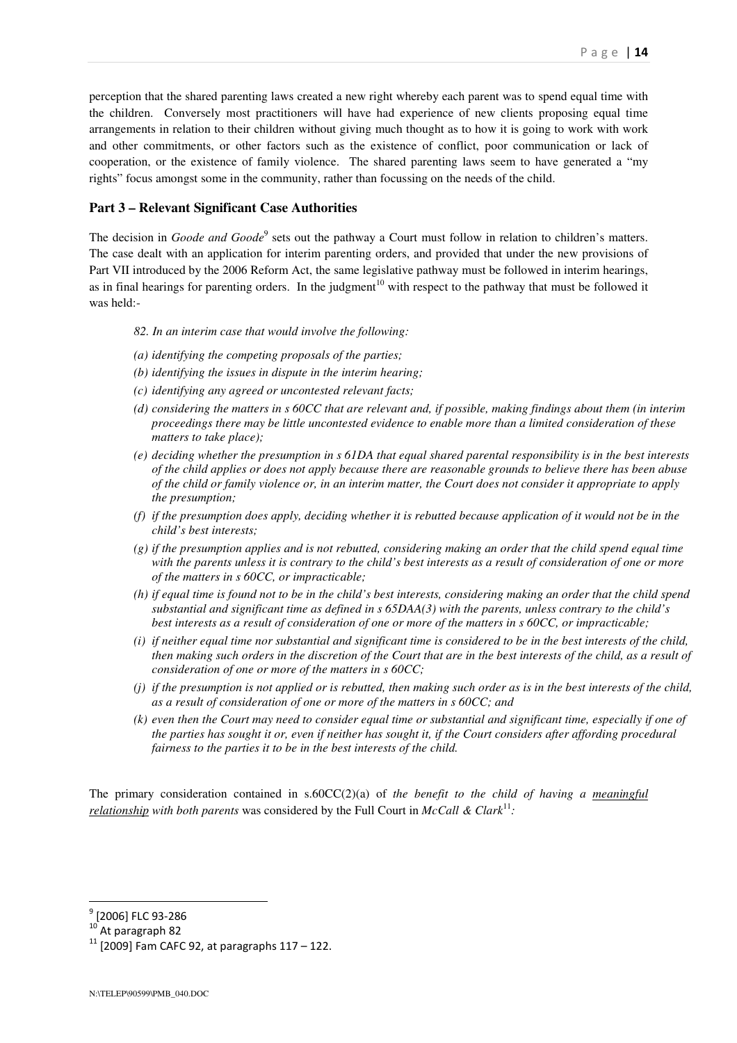perception that the shared parenting laws created a new right whereby each parent was to spend equal time with the children. Conversely most practitioners will have had experience of new clients proposing equal time arrangements in relation to their children without giving much thought as to how it is going to work with work and other commitments, or other factors such as the existence of conflict, poor communication or lack of cooperation, or the existence of family violence. The shared parenting laws seem to have generated a "my rights" focus amongst some in the community, rather than focussing on the needs of the child.

## Part 3 – Relevant Significant Case Authorities

The decision in *Goode and Goode*[9] sets out the pathway a Court must follow in relation to children's matters. The case dealt with an application for interim parenting orders, and provided that under the new provisions of Part VII introduced by the 2006 Reform Act, the same legislative pathway must be followed in interim hearings, as in final hearings for parenting orders. In the judgment[10] with respect to the pathway that must be followed it was held:-

> *82. In an interim case that would involve the following:*
>
> *(a) identifying the competing proposals of the parties;*
>
> *(b) identifying the issues in dispute in the interim hearing;*
>
> *(c) identifying any agreed or uncontested relevant facts;*
>
> *(d) considering the matters in s 60CC that are relevant and, if possible, making findings about them (in interim proceedings there may be little uncontested evidence to enable more than a limited consideration of these matters to take place);*
>
> *(e) deciding whether the presumption in s 61DA that equal shared parental responsibility is in the best interests of the child applies or does not apply because there are reasonable grounds to believe there has been abuse of the child or family violence or, in an interim matter, the Court does not consider it appropriate to apply the presumption;*
>
> *(f) if the presumption does apply, deciding whether it is rebutted because application of it would not be in the child's best interests;*
>
> *(g) if the presumption applies and is not rebutted, considering making an order that the child spend equal time with the parents unless it is contrary to the child's best interests as a result of consideration of one or more of the matters in s 60CC, or impracticable;*
>
> *(h) if equal time is found not to be in the child's best interests, considering making an order that the child spend substantial and significant time as defined in s 65DAA(3) with the parents, unless contrary to the child's best interests as a result of consideration of one or more of the matters in s 60CC, or impracticable;*
>
> *(i) if neither equal time nor substantial and significant time is considered to be in the best interests of the child, then making such orders in the discretion of the Court that are in the best interests of the child, as a result of consideration of one or more of the matters in s 60CC;*
>
> *(j) if the presumption is not applied or is rebutted, then making such order as is in the best interests of the child, as a result of consideration of one or more of the matters in s 60CC; and*
>
> *(k) even then the Court may need to consider equal time or substantial and significant time, especially if one of the parties has sought it or, even if neither has sought it, if the Court considers after affording procedural fairness to the parties it to be in the best interests of the child.*

The primary consideration contained in s.60CC(2)(a) of *the benefit to the child of having a <u>meaningful relationship</u> with both parents* was considered by the Full Court in *McCall & Clark*[11]*:*

---

[9] [2006] FLC 93-286

[10] At paragraph 82

[11] [2009] Fam CAFC 92, at paragraphs 117 – 122.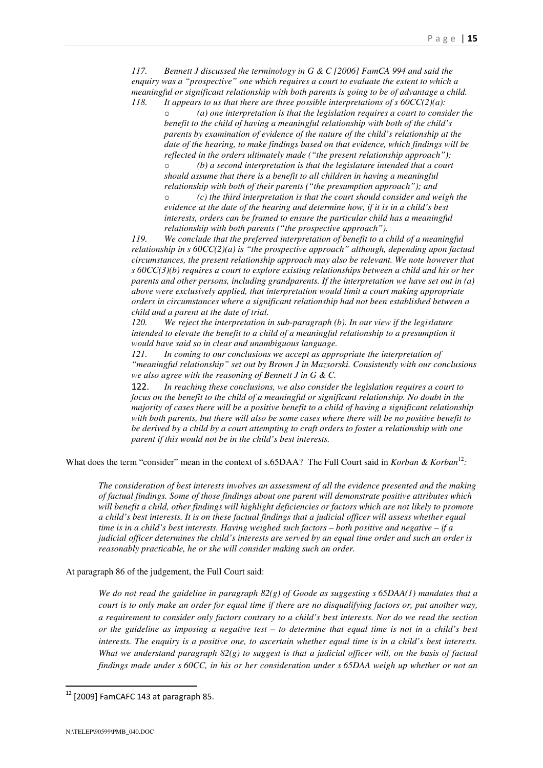*117. Bennett J discussed the terminology in G & C [2006] FamCA 994 and said the enquiry was a "prospective" one which requires a court to evaluate the extent to which a meaningful or significant relationship with both parents is going to be of advantage a child.*

*118. It appears to us that there are three possible interpretations of s 60CC(2)(a):*

- *(a) one interpretation is that the legislation requires a court to consider the benefit to the child of having a meaningful relationship with both of the child's parents by examination of evidence of the nature of the child's relationship at the date of the hearing, to make findings based on that evidence, which findings will be reflected in the orders ultimately made ("the present relationship approach");*
- *(b) a second interpretation is that the legislature intended that a court should assume that there is a benefit to all children in having a meaningful relationship with both of their parents ("the presumption approach"); and*
- *(c) the third interpretation is that the court should consider and weigh the evidence at the date of the hearing and determine how, if it is in a child's best interests, orders can be framed to ensure the particular child has a meaningful relationship with both parents ("the prospective approach").*

*119. We conclude that the preferred interpretation of benefit to a child of a meaningful relationship in s 60CC(2)(a) is "the prospective approach" although, depending upon factual circumstances, the present relationship approach may also be relevant. We note however that s 60CC(3)(b) requires a court to explore existing relationships between a child and his or her parents and other persons, including grandparents. If the interpretation we have set out in (a) above were exclusively applied, that interpretation would limit a court making appropriate orders in circumstances where a significant relationship had not been established between a child and a parent at the date of trial.*

*120. We reject the interpretation in sub-paragraph (b). In our view if the legislature intended to elevate the benefit to a child of a meaningful relationship to a presumption it would have said so in clear and unambiguous language.*

*121. In coming to our conclusions we accept as appropriate the interpretation of "meaningful relationship" set out by Brown J in Mazsorski. Consistently with our conclusions we also agree with the reasoning of Bennett J in G & C.*

122. *In reaching these conclusions, we also consider the legislation requires a court to focus on the benefit to the child of a meaningful or significant relationship. No doubt in the majority of cases there will be a positive benefit to a child of having a significant relationship with both parents, but there will also be some cases where there will be no positive benefit to be derived by a child by a court attempting to craft orders to foster a relationship with one parent if this would not be in the child's best interests.*

What does the term "consider" mean in the context of s.65DAA? The Full Court said in *Korban & Korban*[12]*:*

> *The consideration of best interests involves an assessment of all the evidence presented and the making of factual findings. Some of those findings about one parent will demonstrate positive attributes which will benefit a child, other findings will highlight deficiencies or factors which are not likely to promote a child's best interests. It is on these factual findings that a judicial officer will assess whether equal time is in a child's best interests. Having weighed such factors – both positive and negative – if a judicial officer determines the child's interests are served by an equal time order and such an order is reasonably practicable, he or she will consider making such an order.*

At paragraph 86 of the judgement, the Full Court said:

> *We do not read the guideline in paragraph 82(g) of Goode as suggesting s 65DAA(1) mandates that a court is to only make an order for equal time if there are no disqualifying factors or, put another way, a requirement to consider only factors contrary to a child's best interests. Nor do we read the section or the guideline as imposing a negative test – to determine that equal time is not in a child's best interests. The enquiry is a positive one, to ascertain whether equal time is in a child's best interests. What we understand paragraph 82(g) to suggest is that a judicial officer will, on the basis of factual findings made under s 60CC, in his or her consideration under s 65DAA weigh up whether or not an*

[12] [2009] FamCAFC 143 at paragraph 85.

N:\TELEP\90599\PMB_040.DOC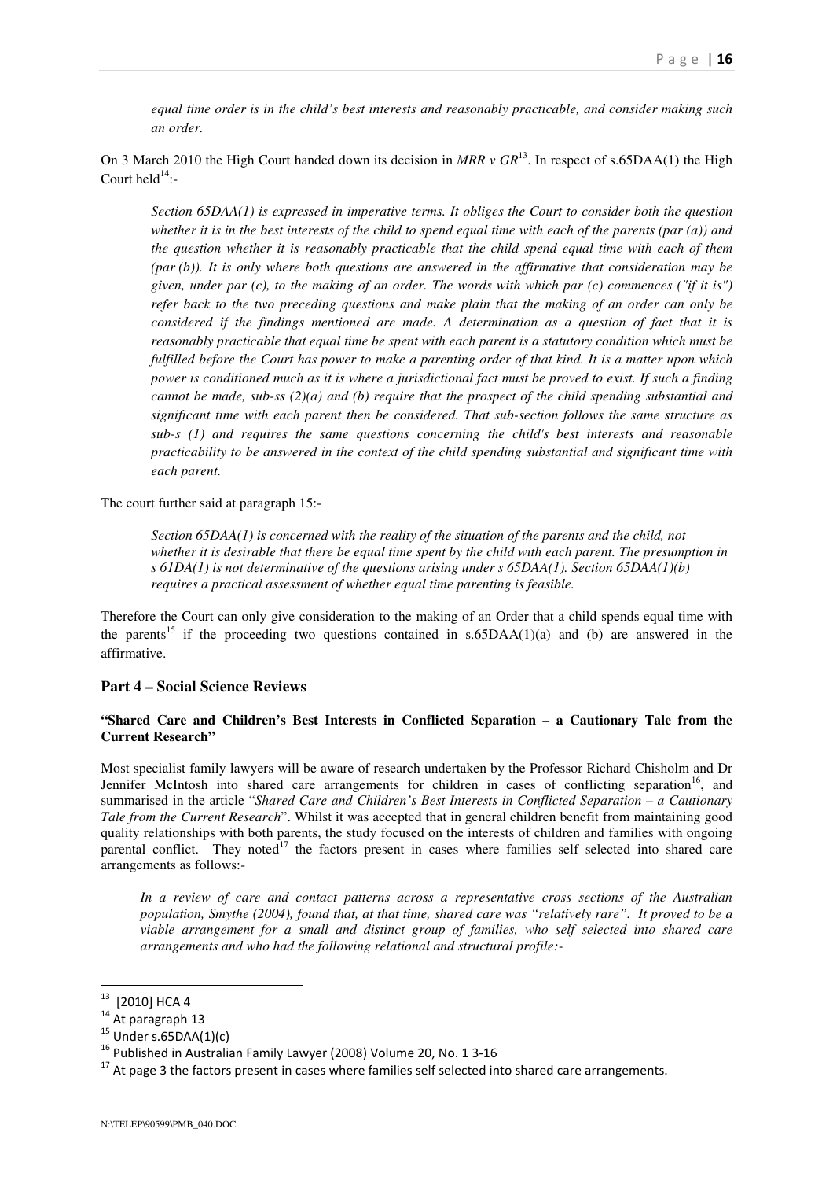*equal time order is in the child's best interests and reasonably practicable, and consider making such an order.*

On 3 March 2010 the High Court handed down its decision in *MRR v GR*[13]. In respect of s.65DAA(1) the High Court held[14]:-

> *Section 65DAA(1) is expressed in imperative terms. It obliges the Court to consider both the question whether it is in the best interests of the child to spend equal time with each of the parents (par (a)) and the question whether it is reasonably practicable that the child spend equal time with each of them (par (b)). It is only where both questions are answered in the affirmative that consideration may be given, under par (c), to the making of an order. The words with which par (c) commences ("if it is") refer back to the two preceding questions and make plain that the making of an order can only be considered if the findings mentioned are made. A determination as a question of fact that it is reasonably practicable that equal time be spent with each parent is a statutory condition which must be fulfilled before the Court has power to make a parenting order of that kind. It is a matter upon which power is conditioned much as it is where a jurisdictional fact must be proved to exist. If such a finding cannot be made, sub-ss (2)(a) and (b) require that the prospect of the child spending substantial and significant time with each parent then be considered. That sub-section follows the same structure as sub-s (1) and requires the same questions concerning the child's best interests and reasonable practicability to be answered in the context of the child spending substantial and significant time with each parent.*

The court further said at paragraph 15:-

> *Section 65DAA(1) is concerned with the reality of the situation of the parents and the child, not whether it is desirable that there be equal time spent by the child with each parent. The presumption in s 61DA(1) is not determinative of the questions arising under s 65DAA(1). Section 65DAA(1)(b) requires a practical assessment of whether equal time parenting is feasible.*

Therefore the Court can only give consideration to the making of an Order that a child spends equal time with the parents[15] if the proceeding two questions contained in s.65DAA(1)(a) and (b) are answered in the affirmative.

## Part 4 – Social Science Reviews

### "Shared Care and Children's Best Interests in Conflicted Separation – a Cautionary Tale from the Current Research"

Most specialist family lawyers will be aware of research undertaken by the Professor Richard Chisholm and Dr Jennifer McIntosh into shared care arrangements for children in cases of conflicting separation[16], and summarised in the article "*Shared Care and Children's Best Interests in Conflicted Separation – a Cautionary Tale from the Current Research*". Whilst it was accepted that in general children benefit from maintaining good quality relationships with both parents, the study focused on the interests of children and families with ongoing parental conflict. They noted[17] the factors present in cases where families self selected into shared care arrangements as follows:-

> *In a review of care and contact patterns across a representative cross sections of the Australian population, Smythe (2004), found that, at that time, shared care was "relatively rare". It proved to be a viable arrangement for a small and distinct group of families, who self selected into shared care arrangements and who had the following relational and structural profile:-*

---

[13] [2010] HCA 4

[14] At paragraph 13

[15] Under s.65DAA(1)(c)

[16] Published in Australian Family Lawyer (2008) Volume 20, No. 1 3-16

[17] At page 3 the factors present in cases where families self selected into shared care arrangements.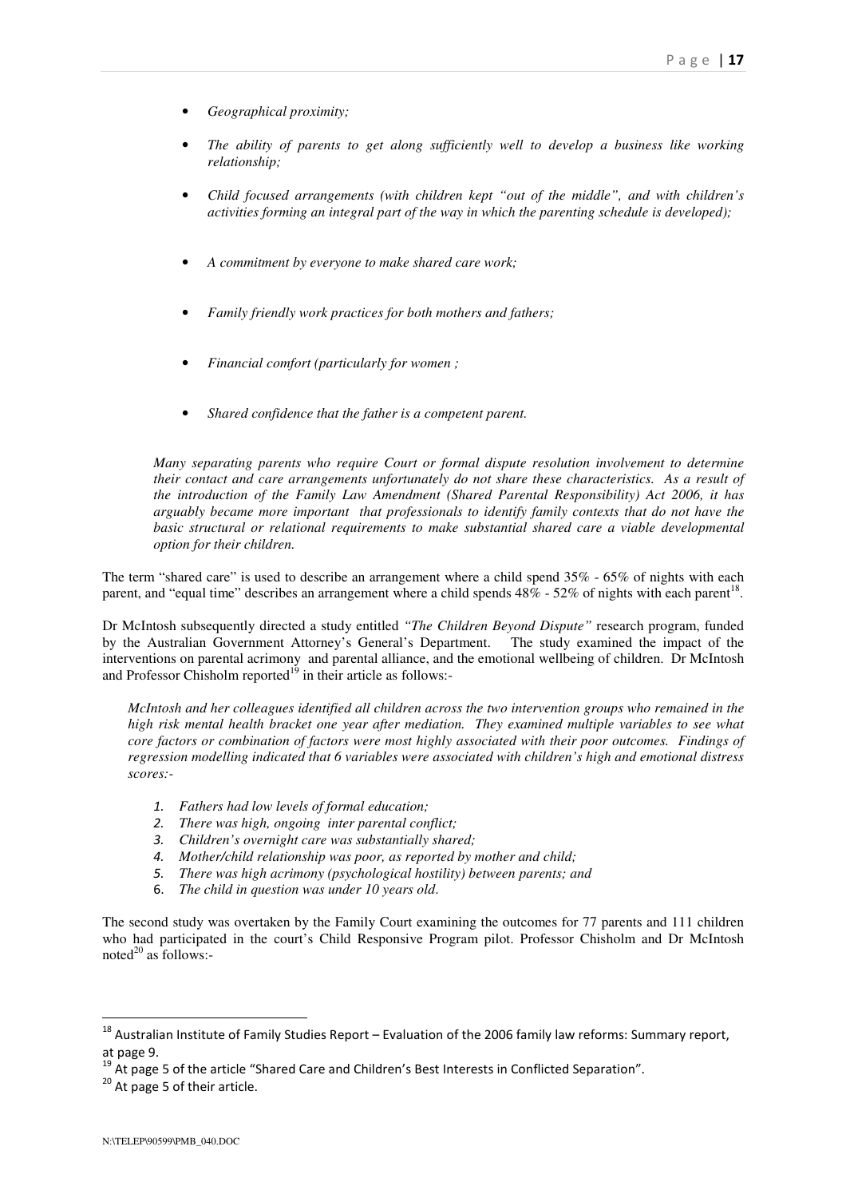- *Geographical proximity;*

- *The ability of parents to get along sufficiently well to develop a business like working relationship;*

- *Child focused arrangements (with children kept "out of the middle", and with children's activities forming an integral part of the way in which the parenting schedule is developed);*

- *A commitment by everyone to make shared care work;*

- *Family friendly work practices for both mothers and fathers;*

- *Financial comfort (particularly for women ;*

- *Shared confidence that the father is a competent parent.*

*Many separating parents who require Court or formal dispute resolution involvement to determine their contact and care arrangements unfortunately do not share these characteristics. As a result of the introduction of the Family Law Amendment (Shared Parental Responsibility) Act 2006, it has arguably became more important that professionals to identify family contexts that do not have the basic structural or relational requirements to make substantial shared care a viable developmental option for their children.*

The term "shared care" is used to describe an arrangement where a child spend 35% - 65% of nights with each parent, and "equal time" describes an arrangement where a child spends 48% - 52% of nights with each parent[18].

Dr McIntosh subsequently directed a study entitled *"The Children Beyond Dispute"* research program, funded by the Australian Government Attorney's General's Department. The study examined the impact of the interventions on parental acrimony and parental alliance, and the emotional wellbeing of children. Dr McIntosh and Professor Chisholm reported[19] in their article as follows:-

*McIntosh and her colleagues identified all children across the two intervention groups who remained in the high risk mental health bracket one year after mediation. They examined multiple variables to see what core factors or combination of factors were most highly associated with their poor outcomes. Findings of regression modelling indicated that 6 variables were associated with children's high and emotional distress scores:-*

1. *Fathers had low levels of formal education;*
2. *There was high, ongoing inter parental conflict;*
3. *Children's overnight care was substantially shared;*
4. *Mother/child relationship was poor, as reported by mother and child;*
5. *There was high acrimony (psychological hostility) between parents; and*
6. *The child in question was under 10 years old.*

The second study was overtaken by the Family Court examining the outcomes for 77 parents and 111 children who had participated in the court's Child Responsive Program pilot. Professor Chisholm and Dr McIntosh noted[20] as follows:-

---

[18] Australian Institute of Family Studies Report – Evaluation of the 2006 family law reforms: Summary report, at page 9.

[19] At page 5 of the article "Shared Care and Children's Best Interests in Conflicted Separation".

[20] At page 5 of their article.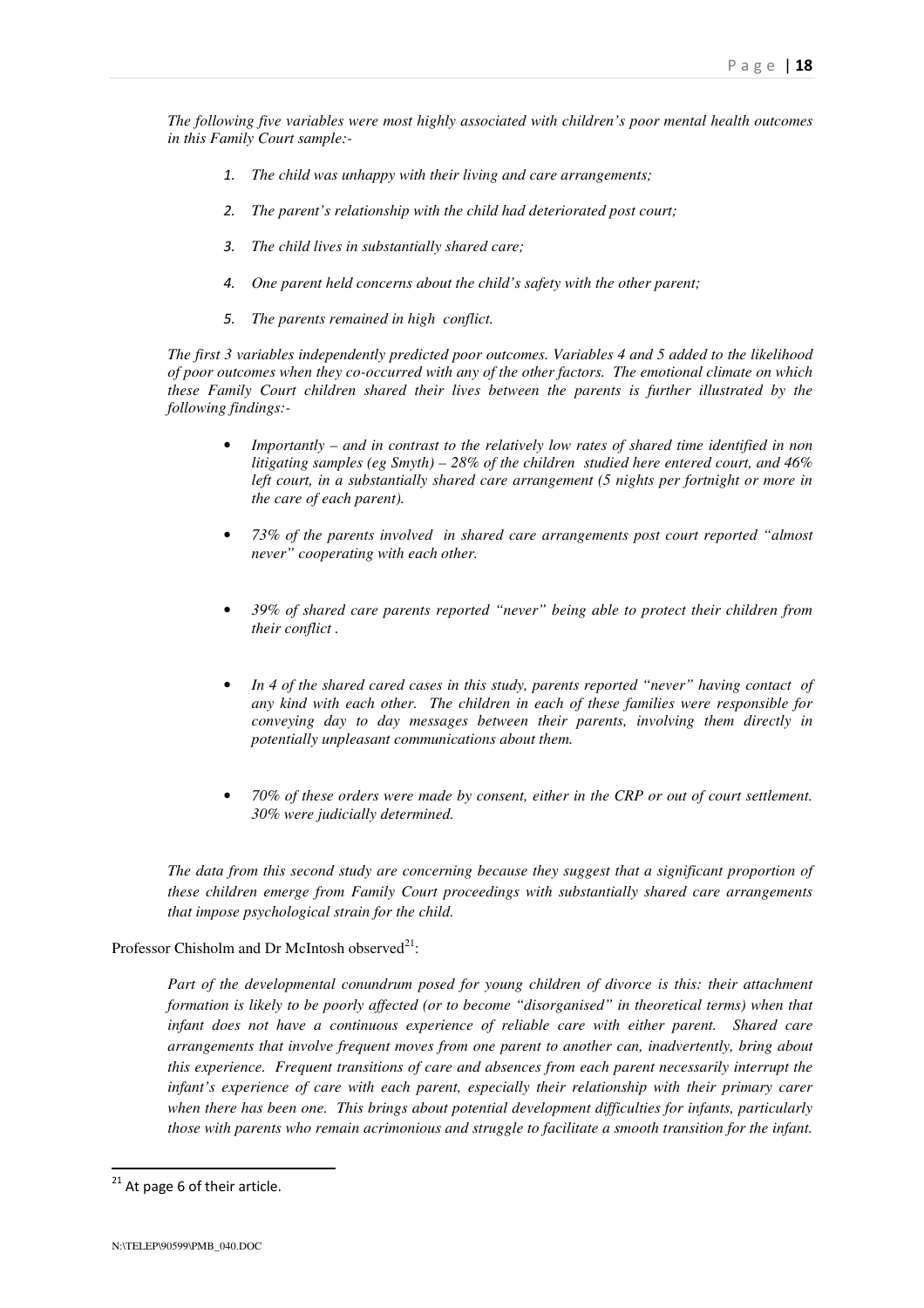*The following five variables were most highly associated with children's poor mental health outcomes in this Family Court sample:-*

1. *The child was unhappy with their living and care arrangements;*
2. *The parent's relationship with the child had deteriorated post court;*
3. *The child lives in substantially shared care;*
4. *One parent held concerns about the child's safety with the other parent;*
5. *The parents remained in high conflict.*

*The first 3 variables independently predicted poor outcomes. Variables 4 and 5 added to the likelihood of poor outcomes when they co-occurred with any of the other factors. The emotional climate on which these Family Court children shared their lives between the parents is further illustrated by the following findings:-*

- *Importantly – and in contrast to the relatively low rates of shared time identified in non litigating samples (eg Smyth) – 28% of the children studied here entered court, and 46% left court, in a substantially shared care arrangement (5 nights per fortnight or more in the care of each parent).*
- *73% of the parents involved in shared care arrangements post court reported "almost never" cooperating with each other.*
- *39% of shared care parents reported "never" being able to protect their children from their conflict .*
- *In 4 of the shared cared cases in this study, parents reported "never" having contact of any kind with each other. The children in each of these families were responsible for conveying day to day messages between their parents, involving them directly in potentially unpleasant communications about them.*
- *70% of these orders were made by consent, either in the CRP or out of court settlement. 30% were judicially determined.*

*The data from this second study are concerning because they suggest that a significant proportion of these children emerge from Family Court proceedings with substantially shared care arrangements that impose psychological strain for the child.*

Professor Chisholm and Dr McIntosh observed[21]:

> *Part of the developmental conundrum posed for young children of divorce is this: their attachment formation is likely to be poorly affected (or to become "disorganised" in theoretical terms) when that infant does not have a continuous experience of reliable care with either parent. Shared care arrangements that involve frequent moves from one parent to another can, inadvertently, bring about this experience. Frequent transitions of care and absences from each parent necessarily interrupt the infant's experience of care with each parent, especially their relationship with their primary carer when there has been one. This brings about potential development difficulties for infants, particularly those with parents who remain acrimonious and struggle to facilitate a smooth transition for the infant.*

[21] At page 6 of their article.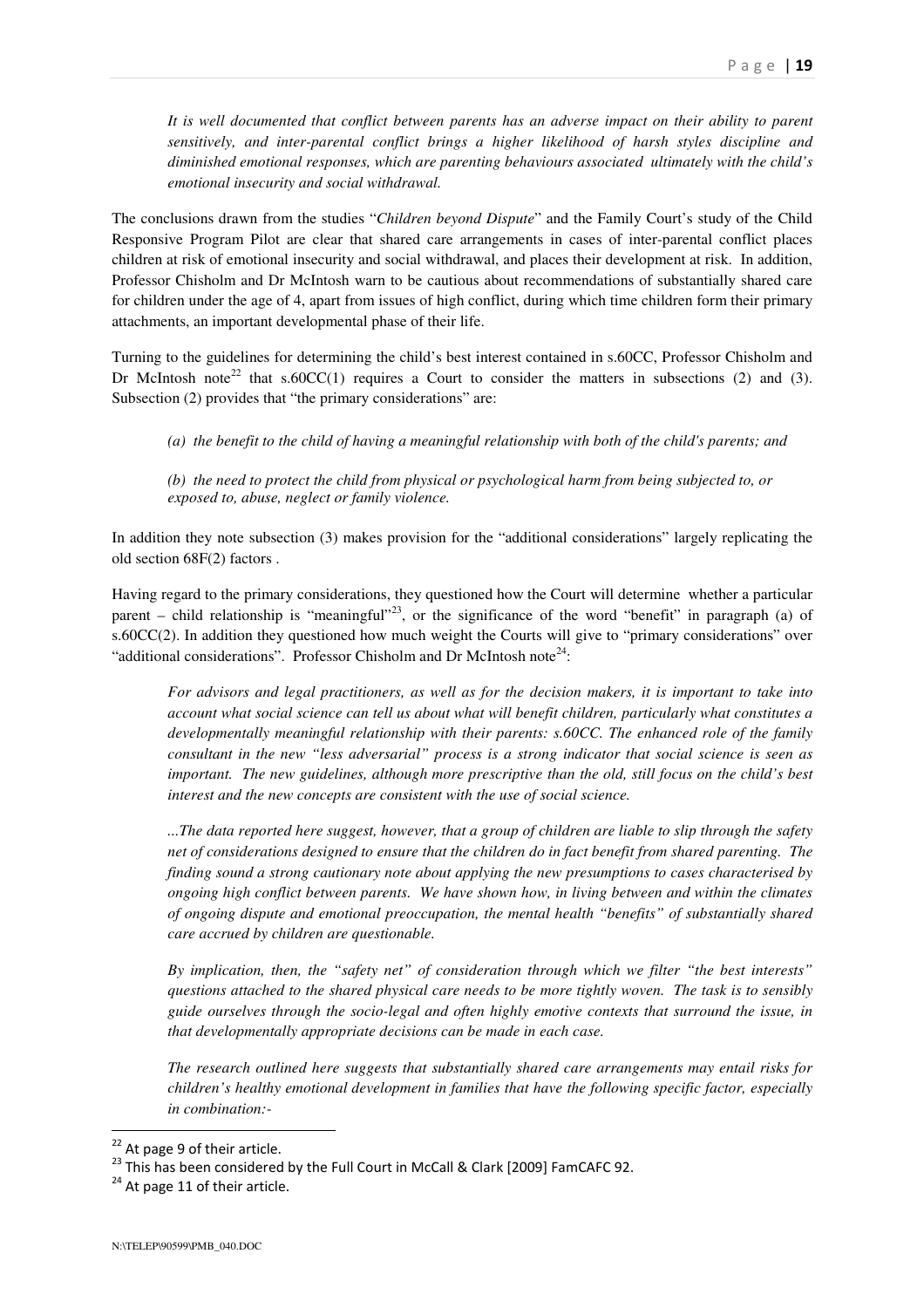*It is well documented that conflict between parents has an adverse impact on their ability to parent sensitively, and inter-parental conflict brings a higher likelihood of harsh styles discipline and diminished emotional responses, which are parenting behaviours associated ultimately with the child's emotional insecurity and social withdrawal.*

The conclusions drawn from the studies "*Children beyond Dispute*" and the Family Court's study of the Child Responsive Program Pilot are clear that shared care arrangements in cases of inter-parental conflict places children at risk of emotional insecurity and social withdrawal, and places their development at risk. In addition, Professor Chisholm and Dr McIntosh warn to be cautious about recommendations of substantially shared care for children under the age of 4, apart from issues of high conflict, during which time children form their primary attachments, an important developmental phase of their life.

Turning to the guidelines for determining the child's best interest contained in s.60CC, Professor Chisholm and Dr McIntosh note[22] that s.60CC(1) requires a Court to consider the matters in subsections (2) and (3). Subsection (2) provides that "the primary considerations" are:

> *(a) the benefit to the child of having a meaningful relationship with both of the child's parents; and*
>
> *(b) the need to protect the child from physical or psychological harm from being subjected to, or exposed to, abuse, neglect or family violence.*

In addition they note subsection (3) makes provision for the "additional considerations" largely replicating the old section 68F(2) factors .

Having regard to the primary considerations, they questioned how the Court will determine whether a particular parent – child relationship is "meaningful"[23], or the significance of the word "benefit" in paragraph (a) of s.60CC(2). In addition they questioned how much weight the Courts will give to "primary considerations" over "additional considerations". Professor Chisholm and Dr McIntosh note[24]:

> *For advisors and legal practitioners, as well as for the decision makers, it is important to take into account what social science can tell us about what will benefit children, particularly what constitutes a developmentally meaningful relationship with their parents: s.60CC. The enhanced role of the family consultant in the new "less adversarial" process is a strong indicator that social science is seen as important. The new guidelines, although more prescriptive than the old, still focus on the child's best interest and the new concepts are consistent with the use of social science.*
>
> *...The data reported here suggest, however, that a group of children are liable to slip through the safety net of considerations designed to ensure that the children do in fact benefit from shared parenting. The finding sound a strong cautionary note about applying the new presumptions to cases characterised by ongoing high conflict between parents. We have shown how, in living between and within the climates of ongoing dispute and emotional preoccupation, the mental health "benefits" of substantially shared care accrued by children are questionable.*
>
> *By implication, then, the "safety net" of consideration through which we filter "the best interests" questions attached to the shared physical care needs to be more tightly woven. The task is to sensibly guide ourselves through the socio-legal and often highly emotive contexts that surround the issue, in that developmentally appropriate decisions can be made in each case.*
>
> *The research outlined here suggests that substantially shared care arrangements may entail risks for children's healthy emotional development in families that have the following specific factor, especially in combination:-*

---

[22] At page 9 of their article.

[23] This has been considered by the Full Court in McCall & Clark [2009] FamCAFC 92.

[24] At page 11 of their article.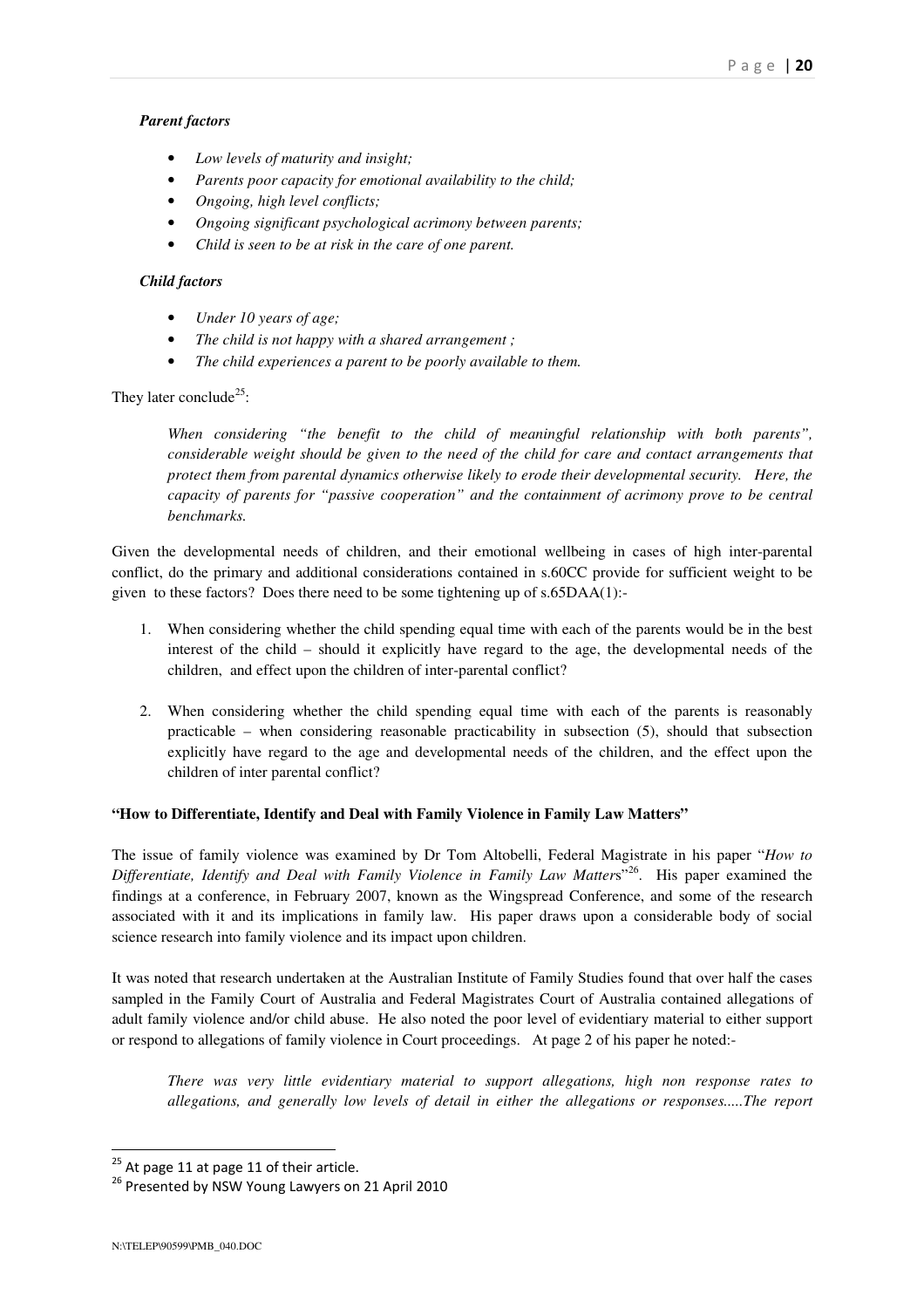***Parent factors***

- *Low levels of maturity and insight;*
- *Parents poor capacity for emotional availability to the child;*
- *Ongoing, high level conflicts;*
- *Ongoing significant psychological acrimony between parents;*
- *Child is seen to be at risk in the care of one parent.*

***Child factors***

- *Under 10 years of age;*
- *The child is not happy with a shared arrangement ;*
- *The child experiences a parent to be poorly available to them.*

They later conclude[25]:

> *When considering "the benefit to the child of meaningful relationship with both parents", considerable weight should be given to the need of the child for care and contact arrangements that protect them from parental dynamics otherwise likely to erode their developmental security. Here, the capacity of parents for "passive cooperation" and the containment of acrimony prove to be central benchmarks.*

Given the developmental needs of children, and their emotional wellbeing in cases of high inter-parental conflict, do the primary and additional considerations contained in s.60CC provide for sufficient weight to be given to these factors? Does there need to be some tightening up of s.65DAA(1):-

1. When considering whether the child spending equal time with each of the parents would be in the best interest of the child – should it explicitly have regard to the age, the developmental needs of the children, and effect upon the children of inter-parental conflict?

2. When considering whether the child spending equal time with each of the parents is reasonably practicable – when considering reasonable practicability in subsection (5), should that subsection explicitly have regard to the age and developmental needs of the children, and the effect upon the children of inter parental conflict?

**"How to Differentiate, Identify and Deal with Family Violence in Family Law Matters"**

The issue of family violence was examined by Dr Tom Altobelli, Federal Magistrate in his paper "*How to Differentiate, Identify and Deal with Family Violence in Family Law Matters*"[26]. His paper examined the findings at a conference, in February 2007, known as the Wingspread Conference, and some of the research associated with it and its implications in family law. His paper draws upon a considerable body of social science research into family violence and its impact upon children.

It was noted that research undertaken at the Australian Institute of Family Studies found that over half the cases sampled in the Family Court of Australia and Federal Magistrates Court of Australia contained allegations of adult family violence and/or child abuse. He also noted the poor level of evidentiary material to either support or respond to allegations of family violence in Court proceedings. At page 2 of his paper he noted:-

> *There was very little evidentiary material to support allegations, high non response rates to allegations, and generally low levels of detail in either the allegations or responses.....The report*

---

[25] At page 11 at page 11 of their article.

[26] Presented by NSW Young Lawyers on 21 April 2010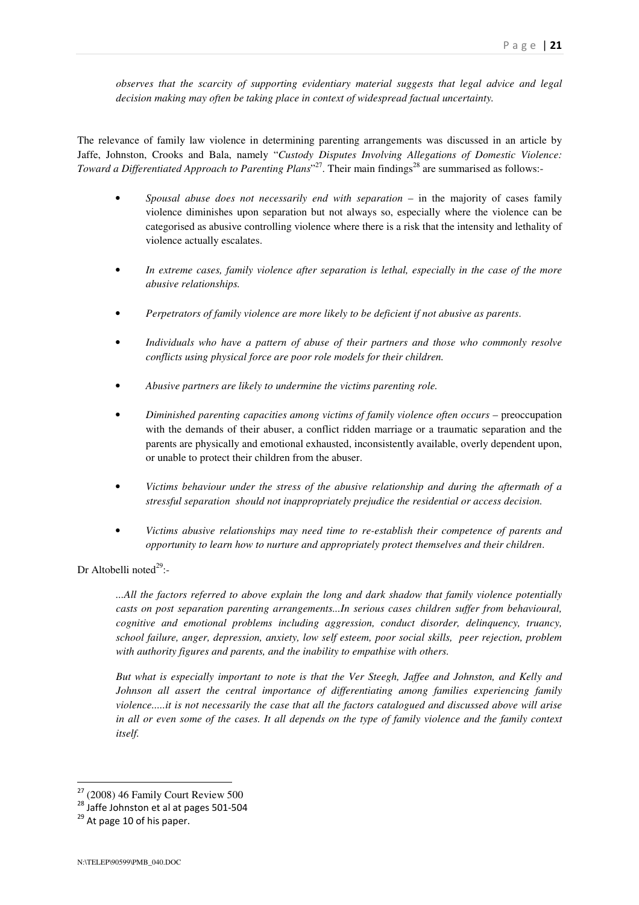*observes that the scarcity of supporting evidentiary material suggests that legal advice and legal decision making may often be taking place in context of widespread factual uncertainty.*

The relevance of family law violence in determining parenting arrangements was discussed in an article by Jaffe, Johnston, Crooks and Bala, namely "*Custody Disputes Involving Allegations of Domestic Violence: Toward a Differentiated Approach to Parenting Plans*"[27]. Their main findings[28] are summarised as follows:-

- *Spousal abuse does not necessarily end with separation* – in the majority of cases family violence diminishes upon separation but not always so, especially where the violence can be categorised as abusive controlling violence where there is a risk that the intensity and lethality of violence actually escalates.

- *In extreme cases, family violence after separation is lethal, especially in the case of the more abusive relationships.*

- *Perpetrators of family violence are more likely to be deficient if not abusive as parents.*

- *Individuals who have a pattern of abuse of their partners and those who commonly resolve conflicts using physical force are poor role models for their children.*

- *Abusive partners are likely to undermine the victims parenting role.*

- *Diminished parenting capacities among victims of family violence often occurs* – preoccupation with the demands of their abuser, a conflict ridden marriage or a traumatic separation and the parents are physically and emotional exhausted, inconsistently available, overly dependent upon, or unable to protect their children from the abuser.

- *Victims behaviour under the stress of the abusive relationship and during the aftermath of a stressful separation should not inappropriately prejudice the residential or access decision.*

- *Victims abusive relationships may need time to re-establish their competence of parents and opportunity to learn how to nurture and appropriately protect themselves and their children.*

Dr Altobelli noted[29]:-

> *...All the factors referred to above explain the long and dark shadow that family violence potentially casts on post separation parenting arrangements...In serious cases children suffer from behavioural, cognitive and emotional problems including aggression, conduct disorder, delinquency, truancy, school failure, anger, depression, anxiety, low self esteem, poor social skills, peer rejection, problem with authority figures and parents, and the inability to empathise with others.*
>
> *But what is especially important to note is that the Ver Steegh, Jaffee and Johnston, and Kelly and Johnson all assert the central importance of differentiating among families experiencing family violence.....it is not necessarily the case that all the factors catalogued and discussed above will arise in all or even some of the cases. It all depends on the type of family violence and the family context itself.*

---

[27] (2008) 46 Family Court Review 500

[28] Jaffe Johnston et al at pages 501-504

[29] At page 10 of his paper.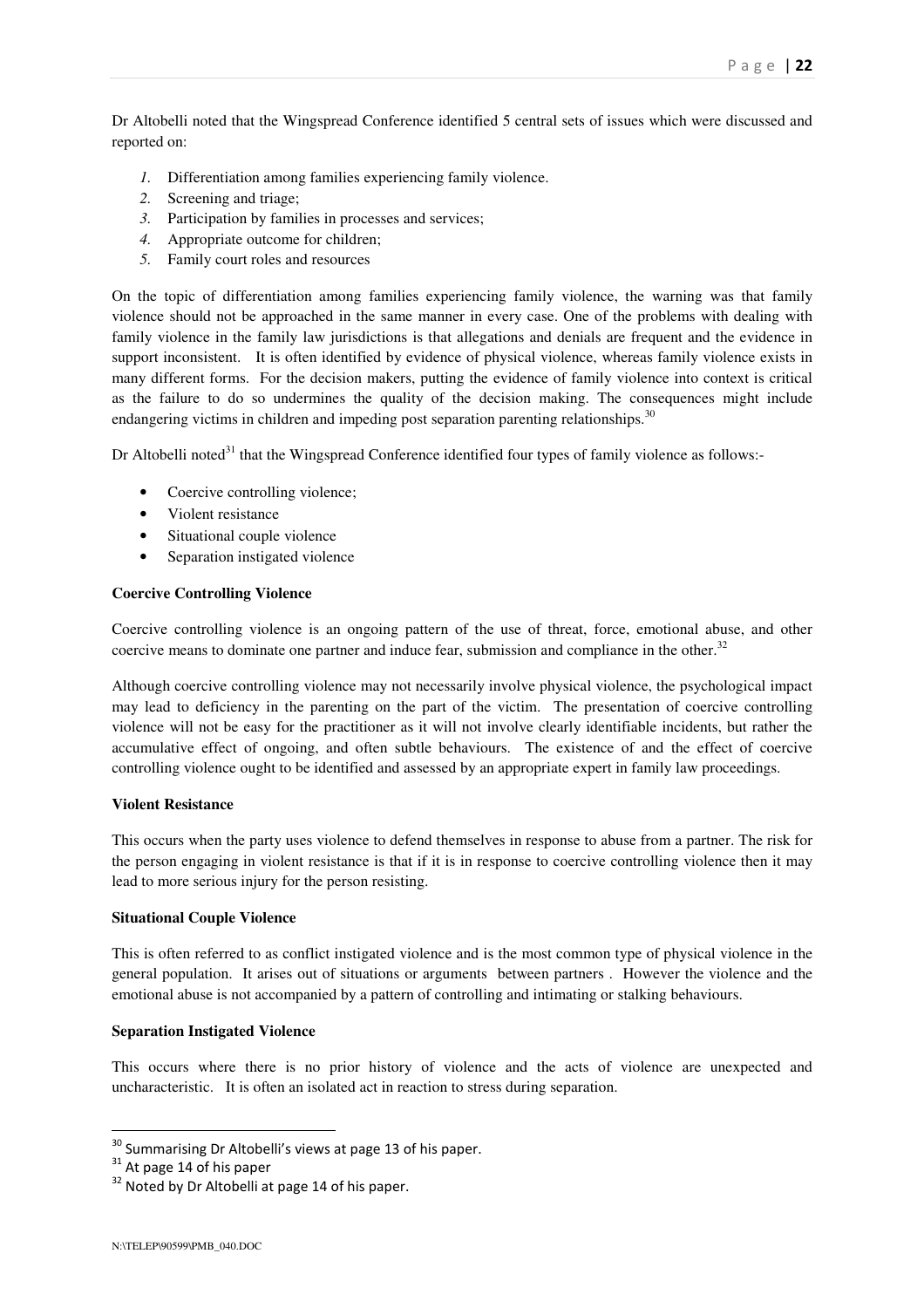Dr Altobelli noted that the Wingspread Conference identified 5 central sets of issues which were discussed and reported on:

1. Differentiation among families experiencing family violence.
2. Screening and triage;
3. Participation by families in processes and services;
4. Appropriate outcome for children;
5. Family court roles and resources

On the topic of differentiation among families experiencing family violence, the warning was that family violence should not be approached in the same manner in every case. One of the problems with dealing with family violence in the family law jurisdictions is that allegations and denials are frequent and the evidence in support inconsistent. It is often identified by evidence of physical violence, whereas family violence exists in many different forms. For the decision makers, putting the evidence of family violence into context is critical as the failure to do so undermines the quality of the decision making. The consequences might include endangering victims in children and impeding post separation parenting relationships.[30]

Dr Altobelli noted[31] that the Wingspread Conference identified four types of family violence as follows:-

- Coercive controlling violence;
- Violent resistance
- Situational couple violence
- Separation instigated violence

**Coercive Controlling Violence**

Coercive controlling violence is an ongoing pattern of the use of threat, force, emotional abuse, and other coercive means to dominate one partner and induce fear, submission and compliance in the other.[32]

Although coercive controlling violence may not necessarily involve physical violence, the psychological impact may lead to deficiency in the parenting on the part of the victim. The presentation of coercive controlling violence will not be easy for the practitioner as it will not involve clearly identifiable incidents, but rather the accumulative effect of ongoing, and often subtle behaviours. The existence of and the effect of coercive controlling violence ought to be identified and assessed by an appropriate expert in family law proceedings.

**Violent Resistance**

This occurs when the party uses violence to defend themselves in response to abuse from a partner. The risk for the person engaging in violent resistance is that if it is in response to coercive controlling violence then it may lead to more serious injury for the person resisting.

**Situational Couple Violence**

This is often referred to as conflict instigated violence and is the most common type of physical violence in the general population. It arises out of situations or arguments between partners . However the violence and the emotional abuse is not accompanied by a pattern of controlling and intimating or stalking behaviours.

**Separation Instigated Violence**

This occurs where there is no prior history of violence and the acts of violence are unexpected and uncharacteristic. It is often an isolated act in reaction to stress during separation.

---

[30] Summarising Dr Altobelli's views at page 13 of his paper.

[31] At page 14 of his paper

[32] Noted by Dr Altobelli at page 14 of his paper.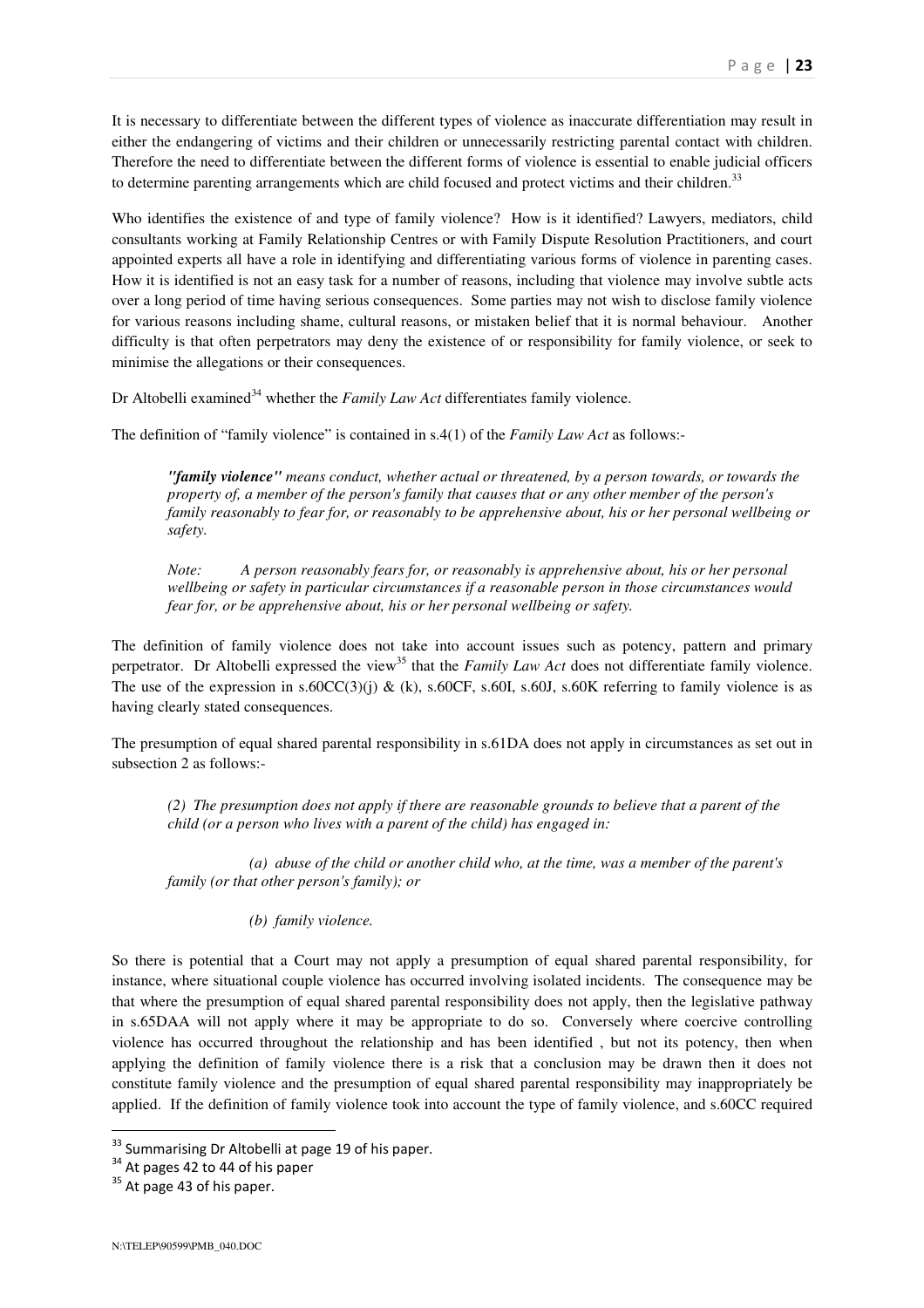It is necessary to differentiate between the different types of violence as inaccurate differentiation may result in either the endangering of victims and their children or unnecessarily restricting parental contact with children. Therefore the need to differentiate between the different forms of violence is essential to enable judicial officers to determine parenting arrangements which are child focused and protect victims and their children.[33]

Who identifies the existence of and type of family violence? How is it identified? Lawyers, mediators, child consultants working at Family Relationship Centres or with Family Dispute Resolution Practitioners, and court appointed experts all have a role in identifying and differentiating various forms of violence in parenting cases. How it is identified is not an easy task for a number of reasons, including that violence may involve subtle acts over a long period of time having serious consequences. Some parties may not wish to disclose family violence for various reasons including shame, cultural reasons, or mistaken belief that it is normal behaviour. Another difficulty is that often perpetrators may deny the existence of or responsibility for family violence, or seek to minimise the allegations or their consequences.

Dr Altobelli examined[34] whether the *Family Law Act* differentiates family violence.

The definition of "family violence" is contained in s.4(1) of the *Family Law Act* as follows:-

> ***"family violence"*** *means conduct, whether actual or threatened, by a person towards, or towards the property of, a member of the person's family that causes that or any other member of the person's family reasonably to fear for, or reasonably to be apprehensive about, his or her personal wellbeing or safety.*
>
> *Note: A person reasonably fears for, or reasonably is apprehensive about, his or her personal wellbeing or safety in particular circumstances if a reasonable person in those circumstances would fear for, or be apprehensive about, his or her personal wellbeing or safety.*

The definition of family violence does not take into account issues such as potency, pattern and primary perpetrator. Dr Altobelli expressed the view[35] that the *Family Law Act* does not differentiate family violence. The use of the expression in s.60CC(3)(j) & (k), s.60CF, s.60I, s.60J, s.60K referring to family violence is as having clearly stated consequences.

The presumption of equal shared parental responsibility in s.61DA does not apply in circumstances as set out in subsection 2 as follows:-

> *(2) The presumption does not apply if there are reasonable grounds to believe that a parent of the child (or a person who lives with a parent of the child) has engaged in:*
>
> *(a) abuse of the child or another child who, at the time, was a member of the parent's family (or that other person's family); or*
>
> *(b) family violence.*

So there is potential that a Court may not apply a presumption of equal shared parental responsibility, for instance, where situational couple violence has occurred involving isolated incidents. The consequence may be that where the presumption of equal shared parental responsibility does not apply, then the legislative pathway in s.65DAA will not apply where it may be appropriate to do so. Conversely where coercive controlling violence has occurred throughout the relationship and has been identified , but not its potency, then when applying the definition of family violence there is a risk that a conclusion may be drawn then it does not constitute family violence and the presumption of equal shared parental responsibility may inappropriately be applied. If the definition of family violence took into account the type of family violence, and s.60CC required

---

[33] Summarising Dr Altobelli at page 19 of his paper.

[34] At pages 42 to 44 of his paper

[35] At page 43 of his paper.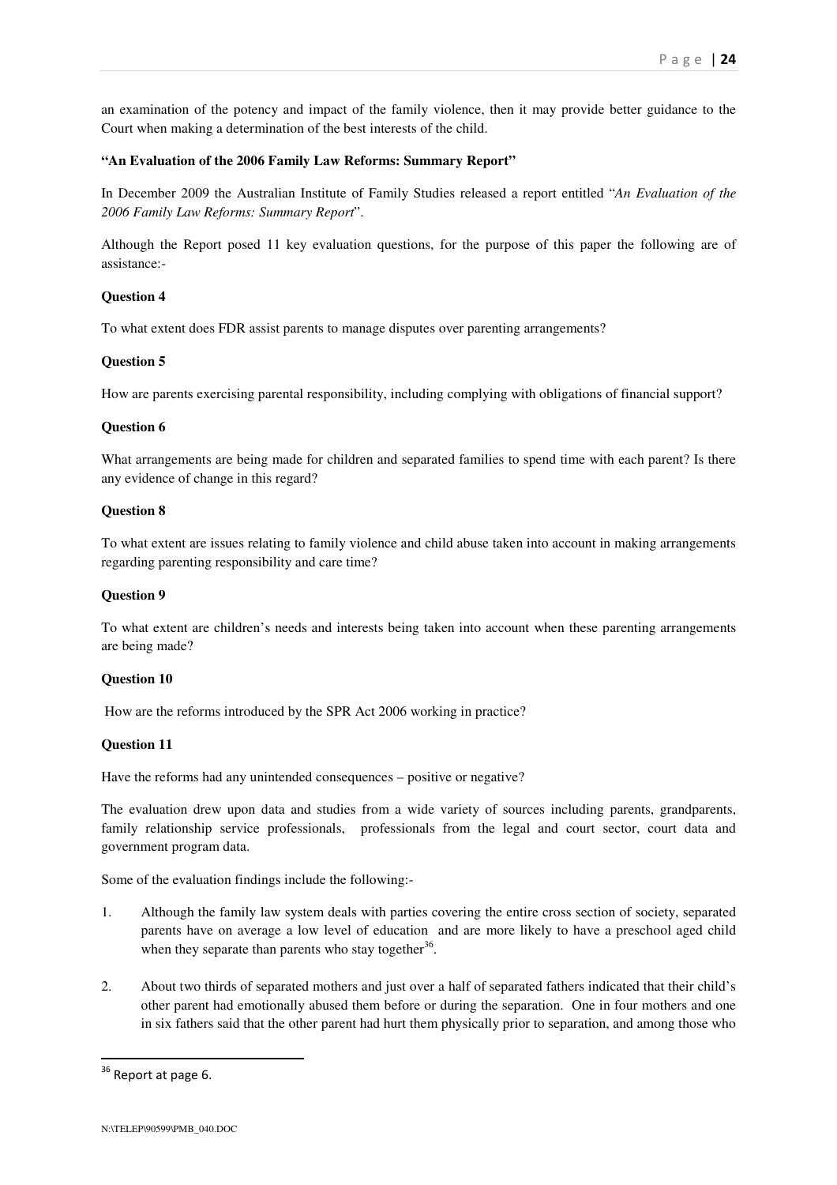an examination of the potency and impact of the family violence, then it may provide better guidance to the Court when making a determination of the best interests of the child.

**"An Evaluation of the 2006 Family Law Reforms: Summary Report"**

In December 2009 the Australian Institute of Family Studies released a report entitled "*An Evaluation of the 2006 Family Law Reforms: Summary Report*".

Although the Report posed 11 key evaluation questions, for the purpose of this paper the following are of assistance:-

**Question 4**

To what extent does FDR assist parents to manage disputes over parenting arrangements?

**Question 5**

How are parents exercising parental responsibility, including complying with obligations of financial support?

**Question 6**

What arrangements are being made for children and separated families to spend time with each parent? Is there any evidence of change in this regard?

**Question 8**

To what extent are issues relating to family violence and child abuse taken into account in making arrangements regarding parenting responsibility and care time?

**Question 9**

To what extent are children's needs and interests being taken into account when these parenting arrangements are being made?

**Question 10**

How are the reforms introduced by the SPR Act 2006 working in practice?

**Question 11**

Have the reforms had any unintended consequences – positive or negative?

The evaluation drew upon data and studies from a wide variety of sources including parents, grandparents, family relationship service professionals, professionals from the legal and court sector, court data and government program data.

Some of the evaluation findings include the following:-

1. Although the family law system deals with parties covering the entire cross section of society, separated parents have on average a low level of education and are more likely to have a preschool aged child when they separate than parents who stay together[36].

2. About two thirds of separated mothers and just over a half of separated fathers indicated that their child's other parent had emotionally abused them before or during the separation. One in four mothers and one in six fathers said that the other parent had hurt them physically prior to separation, and among those who

[36] Report at page 6.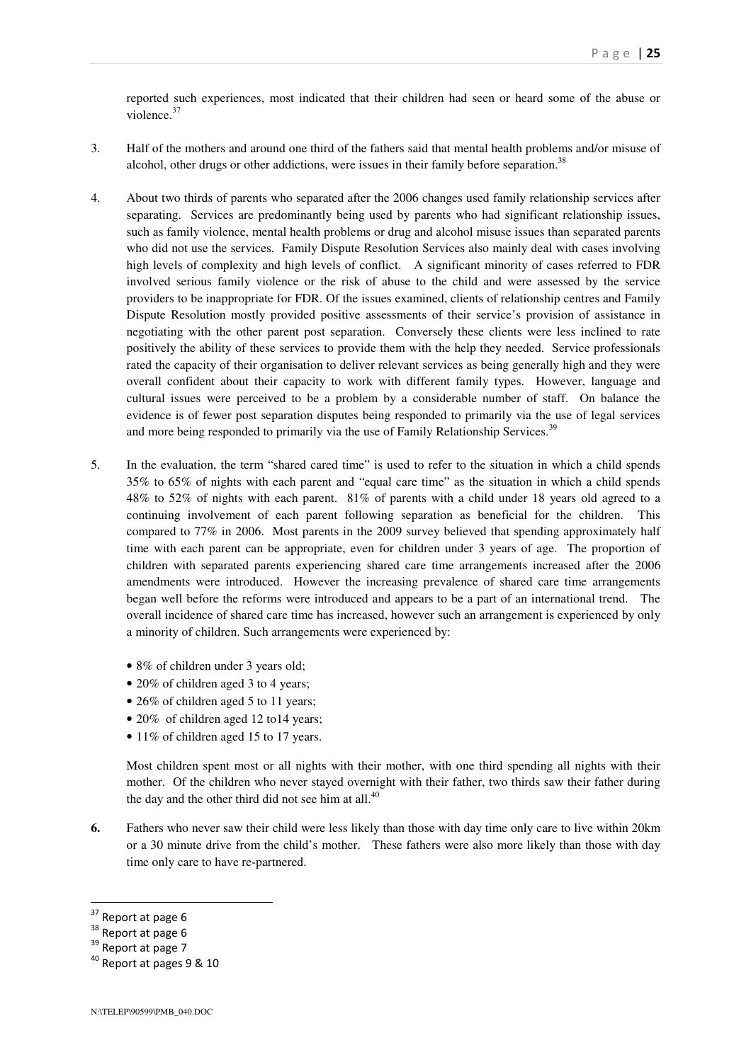reported such experiences, most indicated that their children had seen or heard some of the abuse or violence.[37]

3. Half of the mothers and around one third of the fathers said that mental health problems and/or misuse of alcohol, other drugs or other addictions, were issues in their family before separation.[38]

4. About two thirds of parents who separated after the 2006 changes used family relationship services after separating. Services are predominantly being used by parents who had significant relationship issues, such as family violence, mental health problems or drug and alcohol misuse issues than separated parents who did not use the services. Family Dispute Resolution Services also mainly deal with cases involving high levels of complexity and high levels of conflict. A significant minority of cases referred to FDR involved serious family violence or the risk of abuse to the child and were assessed by the service providers to be inappropriate for FDR. Of the issues examined, clients of relationship centres and Family Dispute Resolution mostly provided positive assessments of their service's provision of assistance in negotiating with the other parent post separation. Conversely these clients were less inclined to rate positively the ability of these services to provide them with the help they needed. Service professionals rated the capacity of their organisation to deliver relevant services as being generally high and they were overall confident about their capacity to work with different family types. However, language and cultural issues were perceived to be a problem by a considerable number of staff. On balance the evidence is of fewer post separation disputes being responded to primarily via the use of legal services and more being responded to primarily via the use of Family Relationship Services.[39]

5. In the evaluation, the term "shared cared time" is used to refer to the situation in which a child spends 35% to 65% of nights with each parent and "equal care time" as the situation in which a child spends 48% to 52% of nights with each parent. 81% of parents with a child under 18 years old agreed to a continuing involvement of each parent following separation as beneficial for the children. This compared to 77% in 2006. Most parents in the 2009 survey believed that spending approximately half time with each parent can be appropriate, even for children under 3 years of age. The proportion of children with separated parents experiencing shared care time arrangements increased after the 2006 amendments were introduced. However the increasing prevalence of shared care time arrangements began well before the reforms were introduced and appears to be a part of an international trend. The overall incidence of shared care time has increased, however such an arrangement is experienced by only a minority of children. Such arrangements were experienced by:

   - 8% of children under 3 years old;
   - 20% of children aged 3 to 4 years;
   - 26% of children aged 5 to 11 years;
   - 20% of children aged 12 to14 years;
   - 11% of children aged 15 to 17 years.

   Most children spent most or all nights with their mother, with one third spending all nights with their mother. Of the children who never stayed overnight with their father, two thirds saw their father during the day and the other third did not see him at all.[40]

**6.** Fathers who never saw their child were less likely than those with day time only care to live within 20km or a 30 minute drive from the child's mother. These fathers were also more likely than those with day time only care to have re-partnered.

---

[37] Report at page 6

[38] Report at page 6

[39] Report at page 7

[40] Report at pages 9 & 10

N:\TELEP\90599\PMB_040.DOC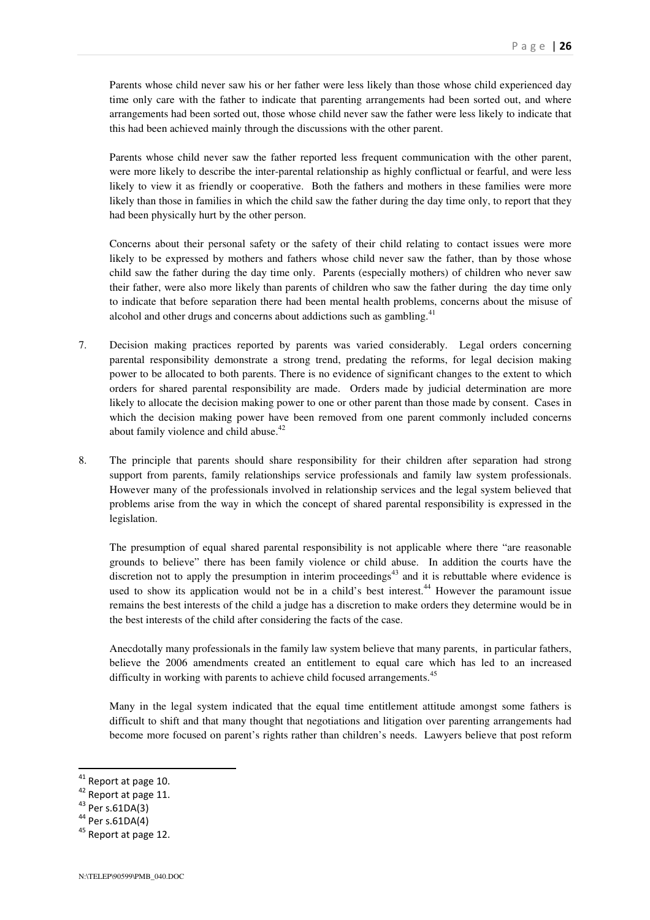Parents whose child never saw his or her father were less likely than those whose child experienced day time only care with the father to indicate that parenting arrangements had been sorted out, and where arrangements had been sorted out, those whose child never saw the father were less likely to indicate that this had been achieved mainly through the discussions with the other parent.

Parents whose child never saw the father reported less frequent communication with the other parent, were more likely to describe the inter-parental relationship as highly conflictual or fearful, and were less likely to view it as friendly or cooperative. Both the fathers and mothers in these families were more likely than those in families in which the child saw the father during the day time only, to report that they had been physically hurt by the other person.

Concerns about their personal safety or the safety of their child relating to contact issues were more likely to be expressed by mothers and fathers whose child never saw the father, than by those whose child saw the father during the day time only. Parents (especially mothers) of children who never saw their father, were also more likely than parents of children who saw the father during the day time only to indicate that before separation there had been mental health problems, concerns about the misuse of alcohol and other drugs and concerns about addictions such as gambling.[41]

7. Decision making practices reported by parents was varied considerably. Legal orders concerning parental responsibility demonstrate a strong trend, predating the reforms, for legal decision making power to be allocated to both parents. There is no evidence of significant changes to the extent to which orders for shared parental responsibility are made. Orders made by judicial determination are more likely to allocate the decision making power to one or other parent than those made by consent. Cases in which the decision making power have been removed from one parent commonly included concerns about family violence and child abuse.[42]

8. The principle that parents should share responsibility for their children after separation had strong support from parents, family relationships service professionals and family law system professionals. However many of the professionals involved in relationship services and the legal system believed that problems arise from the way in which the concept of shared parental responsibility is expressed in the legislation.

The presumption of equal shared parental responsibility is not applicable where there "are reasonable grounds to believe" there has been family violence or child abuse. In addition the courts have the discretion not to apply the presumption in interim proceedings[43] and it is rebuttable where evidence is used to show its application would not be in a child's best interest.[44] However the paramount issue remains the best interests of the child a judge has a discretion to make orders they determine would be in the best interests of the child after considering the facts of the case.

Anecdotally many professionals in the family law system believe that many parents, in particular fathers, believe the 2006 amendments created an entitlement to equal care which has led to an increased difficulty in working with parents to achieve child focused arrangements.[45]

Many in the legal system indicated that the equal time entitlement attitude amongst some fathers is difficult to shift and that many thought that negotiations and litigation over parenting arrangements had become more focused on parent's rights rather than children's needs. Lawyers believe that post reform

---

[41] Report at page 10.

[42] Report at page 11.

[43] Per s.61DA(3)

[44] Per s.61DA(4)

[45] Report at page 12.

N:\TELEP\90599\PMB_040.DOC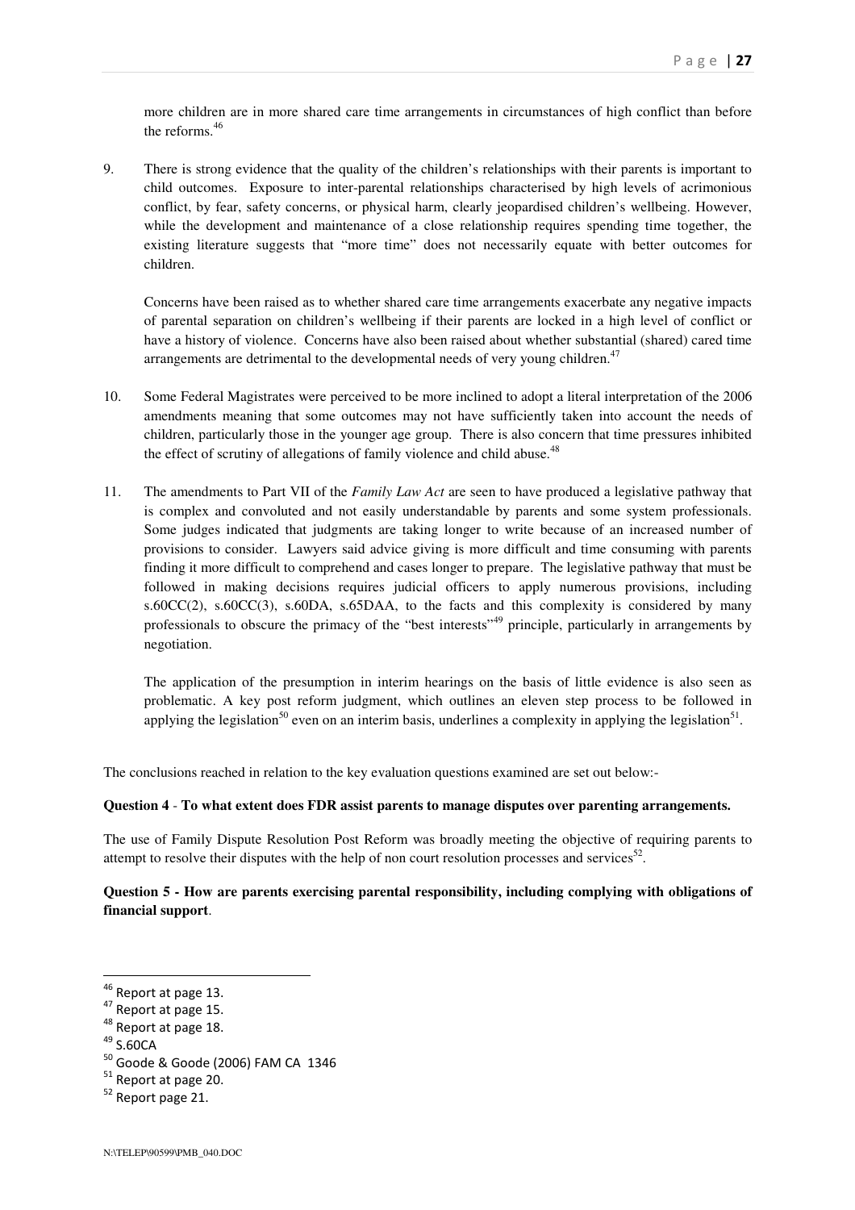more children are in more shared care time arrangements in circumstances of high conflict than before the reforms.[46]

9. There is strong evidence that the quality of the children's relationships with their parents is important to child outcomes. Exposure to inter-parental relationships characterised by high levels of acrimonious conflict, by fear, safety concerns, or physical harm, clearly jeopardised children's wellbeing. However, while the development and maintenance of a close relationship requires spending time together, the existing literature suggests that "more time" does not necessarily equate with better outcomes for children.

   Concerns have been raised as to whether shared care time arrangements exacerbate any negative impacts of parental separation on children's wellbeing if their parents are locked in a high level of conflict or have a history of violence. Concerns have also been raised about whether substantial (shared) cared time arrangements are detrimental to the developmental needs of very young children.[47]

10. Some Federal Magistrates were perceived to be more inclined to adopt a literal interpretation of the 2006 amendments meaning that some outcomes may not have sufficiently taken into account the needs of children, particularly those in the younger age group. There is also concern that time pressures inhibited the effect of scrutiny of allegations of family violence and child abuse.[48]

11. The amendments to Part VII of the *Family Law Act* are seen to have produced a legislative pathway that is complex and convoluted and not easily understandable by parents and some system professionals. Some judges indicated that judgments are taking longer to write because of an increased number of provisions to consider. Lawyers said advice giving is more difficult and time consuming with parents finding it more difficult to comprehend and cases longer to prepare. The legislative pathway that must be followed in making decisions requires judicial officers to apply numerous provisions, including s.60CC(2), s.60CC(3), s.60DA, s.65DAA, to the facts and this complexity is considered by many professionals to obscure the primacy of the "best interests"[49] principle, particularly in arrangements by negotiation.

    The application of the presumption in interim hearings on the basis of little evidence is also seen as problematic. A key post reform judgment, which outlines an eleven step process to be followed in applying the legislation[50] even on an interim basis, underlines a complexity in applying the legislation[51].

The conclusions reached in relation to the key evaluation questions examined are set out below:-

**Question 4 - To what extent does FDR assist parents to manage disputes over parenting arrangements.**

The use of Family Dispute Resolution Post Reform was broadly meeting the objective of requiring parents to attempt to resolve their disputes with the help of non court resolution processes and services[52].

**Question 5 - How are parents exercising parental responsibility, including complying with obligations of financial support**.

---

[46] Report at page 13.
[47] Report at page 15.
[48] Report at page 18.
[49] S.60CA
[50] Goode & Goode (2006) FAM CA 1346
[51] Report at page 20.
[52] Report page 21.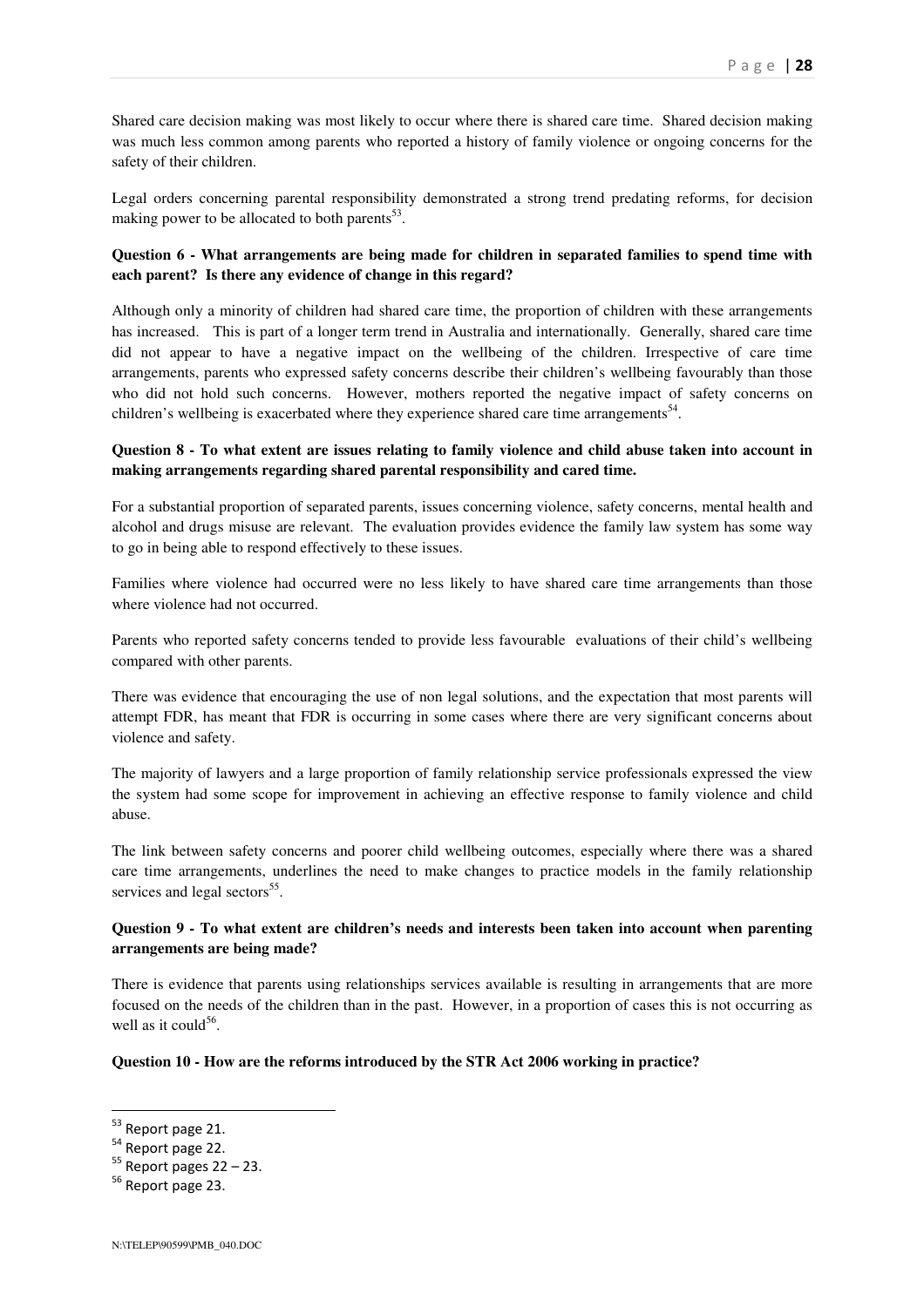Shared care decision making was most likely to occur where there is shared care time. Shared decision making was much less common among parents who reported a history of family violence or ongoing concerns for the safety of their children.

Legal orders concerning parental responsibility demonstrated a strong trend predating reforms, for decision making power to be allocated to both parents[53].

**Question 6 - What arrangements are being made for children in separated families to spend time with each parent? Is there any evidence of change in this regard?**

Although only a minority of children had shared care time, the proportion of children with these arrangements has increased. This is part of a longer term trend in Australia and internationally. Generally, shared care time did not appear to have a negative impact on the wellbeing of the children. Irrespective of care time arrangements, parents who expressed safety concerns describe their children's wellbeing favourably than those who did not hold such concerns. However, mothers reported the negative impact of safety concerns on children's wellbeing is exacerbated where they experience shared care time arrangements[54].

**Question 8 - To what extent are issues relating to family violence and child abuse taken into account in making arrangements regarding shared parental responsibility and cared time.**

For a substantial proportion of separated parents, issues concerning violence, safety concerns, mental health and alcohol and drugs misuse are relevant. The evaluation provides evidence the family law system has some way to go in being able to respond effectively to these issues.

Families where violence had occurred were no less likely to have shared care time arrangements than those where violence had not occurred.

Parents who reported safety concerns tended to provide less favourable evaluations of their child's wellbeing compared with other parents.

There was evidence that encouraging the use of non legal solutions, and the expectation that most parents will attempt FDR, has meant that FDR is occurring in some cases where there are very significant concerns about violence and safety.

The majority of lawyers and a large proportion of family relationship service professionals expressed the view the system had some scope for improvement in achieving an effective response to family violence and child abuse.

The link between safety concerns and poorer child wellbeing outcomes, especially where there was a shared care time arrangements, underlines the need to make changes to practice models in the family relationship services and legal sectors[55].

**Question 9 - To what extent are children's needs and interests been taken into account when parenting arrangements are being made?**

There is evidence that parents using relationships services available is resulting in arrangements that are more focused on the needs of the children than in the past. However, in a proportion of cases this is not occurring as well as it could[56].

**Question 10 - How are the reforms introduced by the STR Act 2006 working in practice?**

---

[53] Report page 21.

[54] Report page 22.

[55] Report pages 22 – 23.

[56] Report page 23.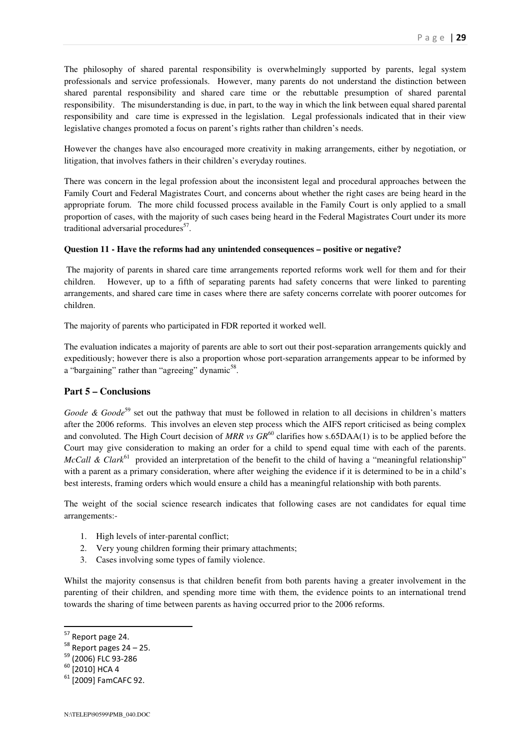The philosophy of shared parental responsibility is overwhelmingly supported by parents, legal system professionals and service professionals. However, many parents do not understand the distinction between shared parental responsibility and shared care time or the rebuttable presumption of shared parental responsibility. The misunderstanding is due, in part, to the way in which the link between equal shared parental responsibility and care time is expressed in the legislation. Legal professionals indicated that in their view legislative changes promoted a focus on parent's rights rather than children's needs.

However the changes have also encouraged more creativity in making arrangements, either by negotiation, or litigation, that involves fathers in their children's everyday routines.

There was concern in the legal profession about the inconsistent legal and procedural approaches between the Family Court and Federal Magistrates Court, and concerns about whether the right cases are being heard in the appropriate forum. The more child focussed process available in the Family Court is only applied to a small proportion of cases, with the majority of such cases being heard in the Federal Magistrates Court under its more traditional adversarial procedures[57].

**Question 11 - Have the reforms had any unintended consequences – positive or negative?**

The majority of parents in shared care time arrangements reported reforms work well for them and for their children. However, up to a fifth of separating parents had safety concerns that were linked to parenting arrangements, and shared care time in cases where there are safety concerns correlate with poorer outcomes for children.

The majority of parents who participated in FDR reported it worked well.

The evaluation indicates a majority of parents are able to sort out their post-separation arrangements quickly and expeditiously; however there is also a proportion whose port-separation arrangements appear to be informed by a "bargaining" rather than "agreeing" dynamic[58].

## Part 5 – Conclusions

*Goode & Goode*[59] set out the pathway that must be followed in relation to all decisions in children's matters after the 2006 reforms. This involves an eleven step process which the AIFS report criticised as being complex and convoluted. The High Court decision of *MRR vs GR*[60] clarifies how s.65DAA(1) is to be applied before the Court may give consideration to making an order for a child to spend equal time with each of the parents. *McCall & Clark*[61] provided an interpretation of the benefit to the child of having a "meaningful relationship" with a parent as a primary consideration, where after weighing the evidence if it is determined to be in a child's best interests, framing orders which would ensure a child has a meaningful relationship with both parents.

The weight of the social science research indicates that following cases are not candidates for equal time arrangements:-

1. High levels of inter-parental conflict;
2. Very young children forming their primary attachments;
3. Cases involving some types of family violence.

Whilst the majority consensus is that children benefit from both parents having a greater involvement in the parenting of their children, and spending more time with them, the evidence points to an international trend towards the sharing of time between parents as having occurred prior to the 2006 reforms.

---

[57] Report page 24.

[58] Report pages 24 – 25.

[59] (2006) FLC 93-286

[60] [2010] HCA 4

[61] [2009] FamCAFC 92.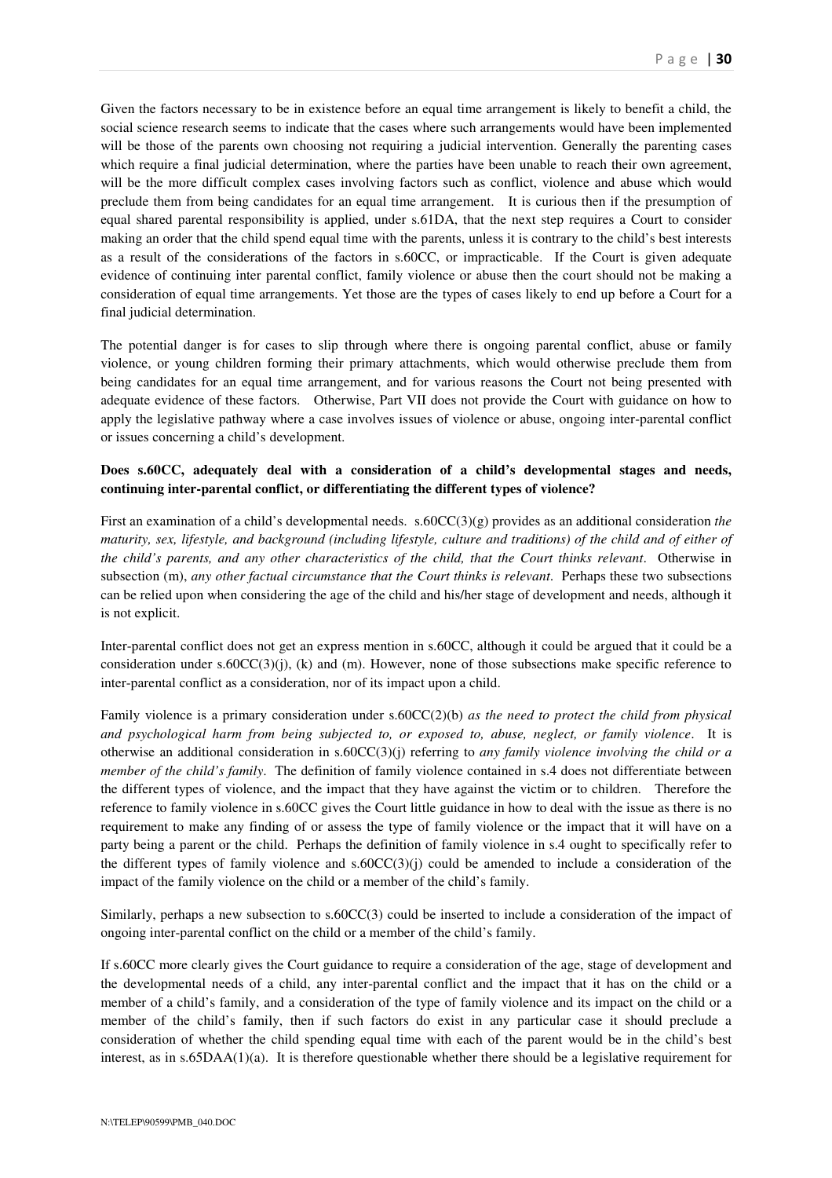Given the factors necessary to be in existence before an equal time arrangement is likely to benefit a child, the social science research seems to indicate that the cases where such arrangements would have been implemented will be those of the parents own choosing not requiring a judicial intervention. Generally the parenting cases which require a final judicial determination, where the parties have been unable to reach their own agreement, will be the more difficult complex cases involving factors such as conflict, violence and abuse which would preclude them from being candidates for an equal time arrangement. It is curious then if the presumption of equal shared parental responsibility is applied, under s.61DA, that the next step requires a Court to consider making an order that the child spend equal time with the parents, unless it is contrary to the child's best interests as a result of the considerations of the factors in s.60CC, or impracticable. If the Court is given adequate evidence of continuing inter parental conflict, family violence or abuse then the court should not be making a consideration of equal time arrangements. Yet those are the types of cases likely to end up before a Court for a final judicial determination.

The potential danger is for cases to slip through where there is ongoing parental conflict, abuse or family violence, or young children forming their primary attachments, which would otherwise preclude them from being candidates for an equal time arrangement, and for various reasons the Court not being presented with adequate evidence of these factors. Otherwise, Part VII does not provide the Court with guidance on how to apply the legislative pathway where a case involves issues of violence or abuse, ongoing inter-parental conflict or issues concerning a child's development.

**Does s.60CC, adequately deal with a consideration of a child's developmental stages and needs, continuing inter-parental conflict, or differentiating the different types of violence?**

First an examination of a child's developmental needs. s.60CC(3)(g) provides as an additional consideration *the maturity, sex, lifestyle, and background (including lifestyle, culture and traditions) of the child and of either of the child's parents, and any other characteristics of the child, that the Court thinks relevant*. Otherwise in subsection (m), *any other factual circumstance that the Court thinks is relevant*. Perhaps these two subsections can be relied upon when considering the age of the child and his/her stage of development and needs, although it is not explicit.

Inter-parental conflict does not get an express mention in s.60CC, although it could be argued that it could be a consideration under s.60CC(3)(j), (k) and (m). However, none of those subsections make specific reference to inter-parental conflict as a consideration, nor of its impact upon a child.

Family violence is a primary consideration under s.60CC(2)(b) *as the need to protect the child from physical and psychological harm from being subjected to, or exposed to, abuse, neglect, or family violence*. It is otherwise an additional consideration in s.60CC(3)(j) referring to *any family violence involving the child or a member of the child's family*. The definition of family violence contained in s.4 does not differentiate between the different types of violence, and the impact that they have against the victim or to children. Therefore the reference to family violence in s.60CC gives the Court little guidance in how to deal with the issue as there is no requirement to make any finding of or assess the type of family violence or the impact that it will have on a party being a parent or the child. Perhaps the definition of family violence in s.4 ought to specifically refer to the different types of family violence and s.60CC(3)(j) could be amended to include a consideration of the impact of the family violence on the child or a member of the child's family.

Similarly, perhaps a new subsection to s.60CC(3) could be inserted to include a consideration of the impact of ongoing inter-parental conflict on the child or a member of the child's family.

If s.60CC more clearly gives the Court guidance to require a consideration of the age, stage of development and the developmental needs of a child, any inter-parental conflict and the impact that it has on the child or a member of a child's family, and a consideration of the type of family violence and its impact on the child or a member of the child's family, then if such factors do exist in any particular case it should preclude a consideration of whether the child spending equal time with each of the parent would be in the child's best interest, as in s.65DAA(1)(a). It is therefore questionable whether there should be a legislative requirement for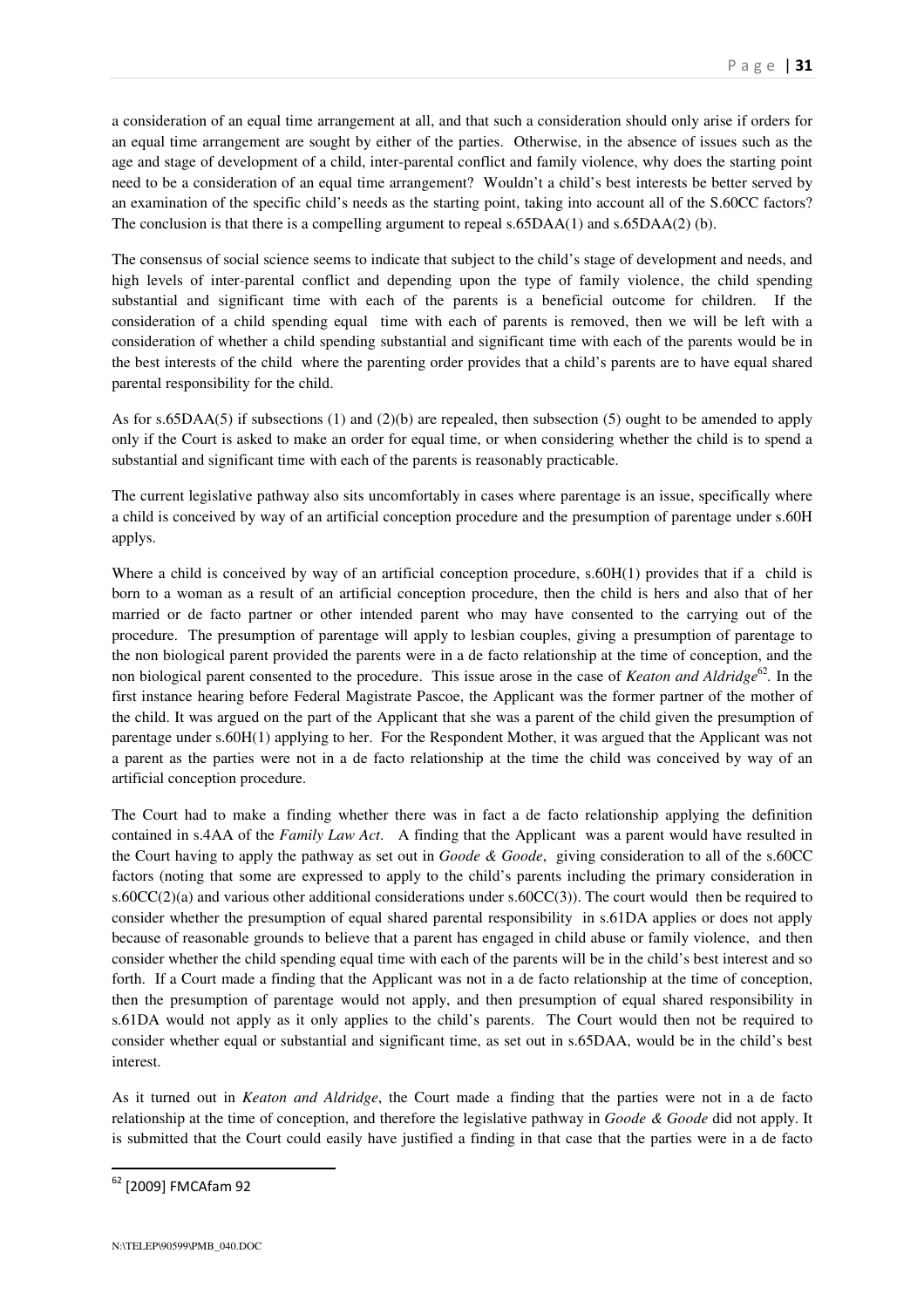a consideration of an equal time arrangement at all, and that such a consideration should only arise if orders for an equal time arrangement are sought by either of the parties. Otherwise, in the absence of issues such as the age and stage of development of a child, inter-parental conflict and family violence, why does the starting point need to be a consideration of an equal time arrangement? Wouldn't a child's best interests be better served by an examination of the specific child's needs as the starting point, taking into account all of the S.60CC factors? The conclusion is that there is a compelling argument to repeal s.65DAA(1) and s.65DAA(2) (b).

The consensus of social science seems to indicate that subject to the child's stage of development and needs, and high levels of inter-parental conflict and depending upon the type of family violence, the child spending substantial and significant time with each of the parents is a beneficial outcome for children. If the consideration of a child spending equal time with each of parents is removed, then we will be left with a consideration of whether a child spending substantial and significant time with each of the parents would be in the best interests of the child where the parenting order provides that a child's parents are to have equal shared parental responsibility for the child.

As for s.65DAA(5) if subsections (1) and (2)(b) are repealed, then subsection (5) ought to be amended to apply only if the Court is asked to make an order for equal time, or when considering whether the child is to spend a substantial and significant time with each of the parents is reasonably practicable.

The current legislative pathway also sits uncomfortably in cases where parentage is an issue, specifically where a child is conceived by way of an artificial conception procedure and the presumption of parentage under s.60H applys.

Where a child is conceived by way of an artificial conception procedure, s.60H(1) provides that if a child is born to a woman as a result of an artificial conception procedure, then the child is hers and also that of her married or de facto partner or other intended parent who may have consented to the carrying out of the procedure. The presumption of parentage will apply to lesbian couples, giving a presumption of parentage to the non biological parent provided the parents were in a de facto relationship at the time of conception, and the non biological parent consented to the procedure. This issue arose in the case of *Keaton and Aldridge*[62]. In the first instance hearing before Federal Magistrate Pascoe, the Applicant was the former partner of the mother of the child. It was argued on the part of the Applicant that she was a parent of the child given the presumption of parentage under s.60H(1) applying to her. For the Respondent Mother, it was argued that the Applicant was not a parent as the parties were not in a de facto relationship at the time the child was conceived by way of an artificial conception procedure.

The Court had to make a finding whether there was in fact a de facto relationship applying the definition contained in s.4AA of the *Family Law Act*. A finding that the Applicant was a parent would have resulted in the Court having to apply the pathway as set out in *Goode & Goode*, giving consideration to all of the s.60CC factors (noting that some are expressed to apply to the child's parents including the primary consideration in s.60CC(2)(a) and various other additional considerations under s.60CC(3)). The court would then be required to consider whether the presumption of equal shared parental responsibility in s.61DA applies or does not apply because of reasonable grounds to believe that a parent has engaged in child abuse or family violence, and then consider whether the child spending equal time with each of the parents will be in the child's best interest and so forth. If a Court made a finding that the Applicant was not in a de facto relationship at the time of conception, then the presumption of parentage would not apply, and then presumption of equal shared responsibility in s.61DA would not apply as it only applies to the child's parents. The Court would then not be required to consider whether equal or substantial and significant time, as set out in s.65DAA, would be in the child's best interest.

As it turned out in *Keaton and Aldridge*, the Court made a finding that the parties were not in a de facto relationship at the time of conception, and therefore the legislative pathway in *Goode & Goode* did not apply. It is submitted that the Court could easily have justified a finding in that case that the parties were in a de facto

---

[62] [2009] FMCAfam 92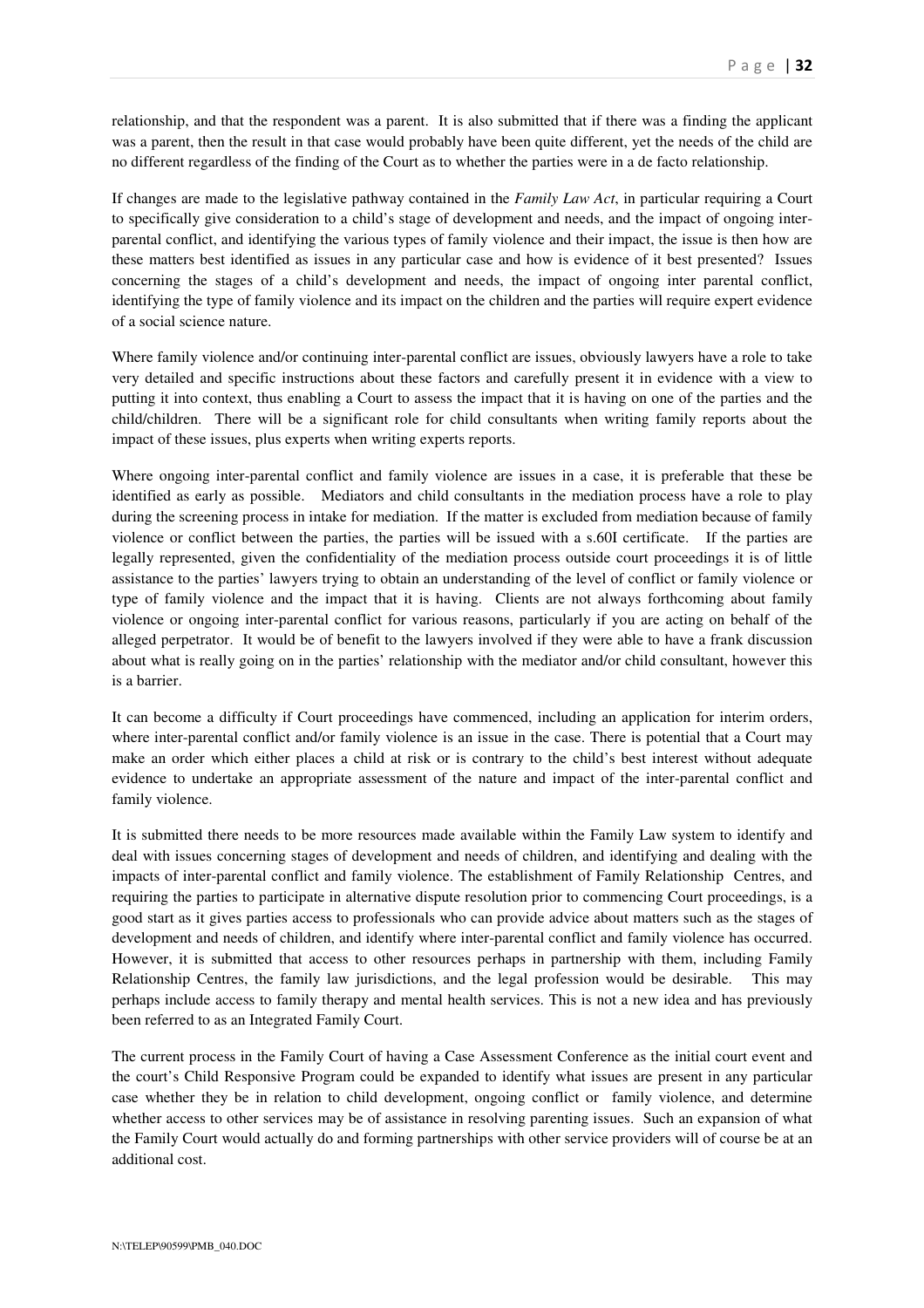relationship, and that the respondent was a parent. It is also submitted that if there was a finding the applicant was a parent, then the result in that case would probably have been quite different, yet the needs of the child are no different regardless of the finding of the Court as to whether the parties were in a de facto relationship.

If changes are made to the legislative pathway contained in the *Family Law Act*, in particular requiring a Court to specifically give consideration to a child's stage of development and needs, and the impact of ongoing inter-parental conflict, and identifying the various types of family violence and their impact, the issue is then how are these matters best identified as issues in any particular case and how is evidence of it best presented? Issues concerning the stages of a child's development and needs, the impact of ongoing inter parental conflict, identifying the type of family violence and its impact on the children and the parties will require expert evidence of a social science nature.

Where family violence and/or continuing inter-parental conflict are issues, obviously lawyers have a role to take very detailed and specific instructions about these factors and carefully present it in evidence with a view to putting it into context, thus enabling a Court to assess the impact that it is having on one of the parties and the child/children. There will be a significant role for child consultants when writing family reports about the impact of these issues, plus experts when writing experts reports.

Where ongoing inter-parental conflict and family violence are issues in a case, it is preferable that these be identified as early as possible. Mediators and child consultants in the mediation process have a role to play during the screening process in intake for mediation. If the matter is excluded from mediation because of family violence or conflict between the parties, the parties will be issued with a s.60I certificate. If the parties are legally represented, given the confidentiality of the mediation process outside court proceedings it is of little assistance to the parties' lawyers trying to obtain an understanding of the level of conflict or family violence or type of family violence and the impact that it is having. Clients are not always forthcoming about family violence or ongoing inter-parental conflict for various reasons, particularly if you are acting on behalf of the alleged perpetrator. It would be of benefit to the lawyers involved if they were able to have a frank discussion about what is really going on in the parties' relationship with the mediator and/or child consultant, however this is a barrier.

It can become a difficulty if Court proceedings have commenced, including an application for interim orders, where inter-parental conflict and/or family violence is an issue in the case. There is potential that a Court may make an order which either places a child at risk or is contrary to the child's best interest without adequate evidence to undertake an appropriate assessment of the nature and impact of the inter-parental conflict and family violence.

It is submitted there needs to be more resources made available within the Family Law system to identify and deal with issues concerning stages of development and needs of children, and identifying and dealing with the impacts of inter-parental conflict and family violence. The establishment of Family Relationship Centres, and requiring the parties to participate in alternative dispute resolution prior to commencing Court proceedings, is a good start as it gives parties access to professionals who can provide advice about matters such as the stages of development and needs of children, and identify where inter-parental conflict and family violence has occurred. However, it is submitted that access to other resources perhaps in partnership with them, including Family Relationship Centres, the family law jurisdictions, and the legal profession would be desirable. This may perhaps include access to family therapy and mental health services. This is not a new idea and has previously been referred to as an Integrated Family Court.

The current process in the Family Court of having a Case Assessment Conference as the initial court event and the court's Child Responsive Program could be expanded to identify what issues are present in any particular case whether they be in relation to child development, ongoing conflict or family violence, and determine whether access to other services may be of assistance in resolving parenting issues. Such an expansion of what the Family Court would actually do and forming partnerships with other service providers will of course be at an additional cost.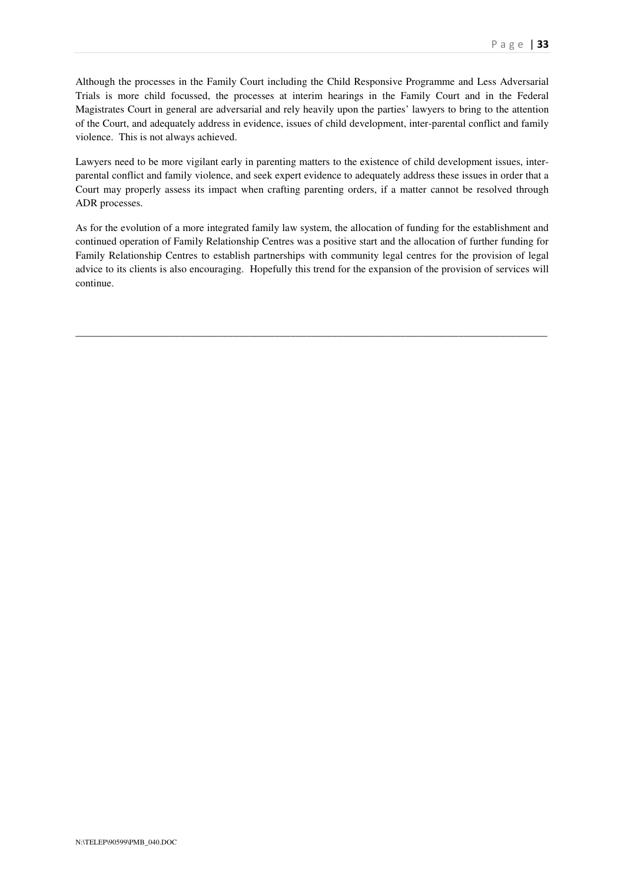Although the processes in the Family Court including the Child Responsive Programme and Less Adversarial Trials is more child focussed, the processes at interim hearings in the Family Court and in the Federal Magistrates Court in general are adversarial and rely heavily upon the parties' lawyers to bring to the attention of the Court, and adequately address in evidence, issues of child development, inter-parental conflict and family violence. This is not always achieved.

Lawyers need to be more vigilant early in parenting matters to the existence of child development issues, inter-parental conflict and family violence, and seek expert evidence to adequately address these issues in order that a Court may properly assess its impact when crafting parenting orders, if a matter cannot be resolved through ADR processes.

As for the evolution of a more integrated family law system, the allocation of funding for the establishment and continued operation of Family Relationship Centres was a positive start and the allocation of further funding for Family Relationship Centres to establish partnerships with community legal centres for the provision of legal advice to its clients is also encouraging. Hopefully this trend for the expansion of the provision of services will continue.

---